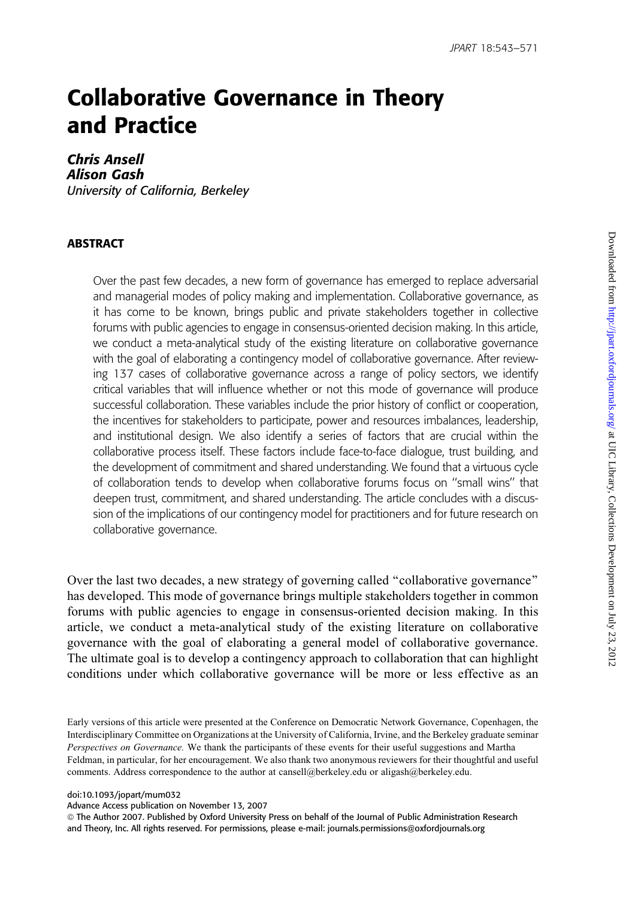# Collaborative Governance in Theory and Practice

***Chris Ansell***
***Alison Gash***
*University of California, Berkeley*

## ABSTRACT

Over the past few decades, a new form of governance has emerged to replace adversarial and managerial modes of policy making and implementation. Collaborative governance, as it has come to be known, brings public and private stakeholders together in collective forums with public agencies to engage in consensus-oriented decision making. In this article, we conduct a meta-analytical study of the existing literature on collaborative governance with the goal of elaborating a contingency model of collaborative governance. After reviewing 137 cases of collaborative governance across a range of policy sectors, we identify critical variables that will influence whether or not this mode of governance will produce successful collaboration. These variables include the prior history of conflict or cooperation, the incentives for stakeholders to participate, power and resources imbalances, leadership, and institutional design. We also identify a series of factors that are crucial within the collaborative process itself. These factors include face-to-face dialogue, trust building, and the development of commitment and shared understanding. We found that a virtuous cycle of collaboration tends to develop when collaborative forums focus on "small wins" that deepen trust, commitment, and shared understanding. The article concludes with a discussion of the implications of our contingency model for practitioners and for future research on collaborative governance.

Over the last two decades, a new strategy of governing called "collaborative governance" has developed. This mode of governance brings multiple stakeholders together in common forums with public agencies to engage in consensus-oriented decision making. In this article, we conduct a meta-analytical study of the existing literature on collaborative governance with the goal of elaborating a general model of collaborative governance. The ultimate goal is to develop a contingency approach to collaboration that can highlight conditions under which collaborative governance will be more or less effective as an

Early versions of this article were presented at the Conference on Democratic Network Governance, Copenhagen, the Interdisciplinary Committee on Organizations at the University of California, Irvine, and the Berkeley graduate seminar *Perspectives on Governance.* We thank the participants of these events for their useful suggestions and Martha Feldman, in particular, for her encouragement. We also thank two anonymous reviewers for their thoughtful and useful comments. Address correspondence to the author at cansell@berkeley.edu or aligash@berkeley.edu.

doi:10.1093/jopart/mum032
Advance Access publication on November 13, 2007
© The Author 2007. Published by Oxford University Press on behalf of the Journal of Public Administration Research and Theory, Inc. All rights reserved. For permissions, please e-mail: journals.permissions@oxfordjournals.org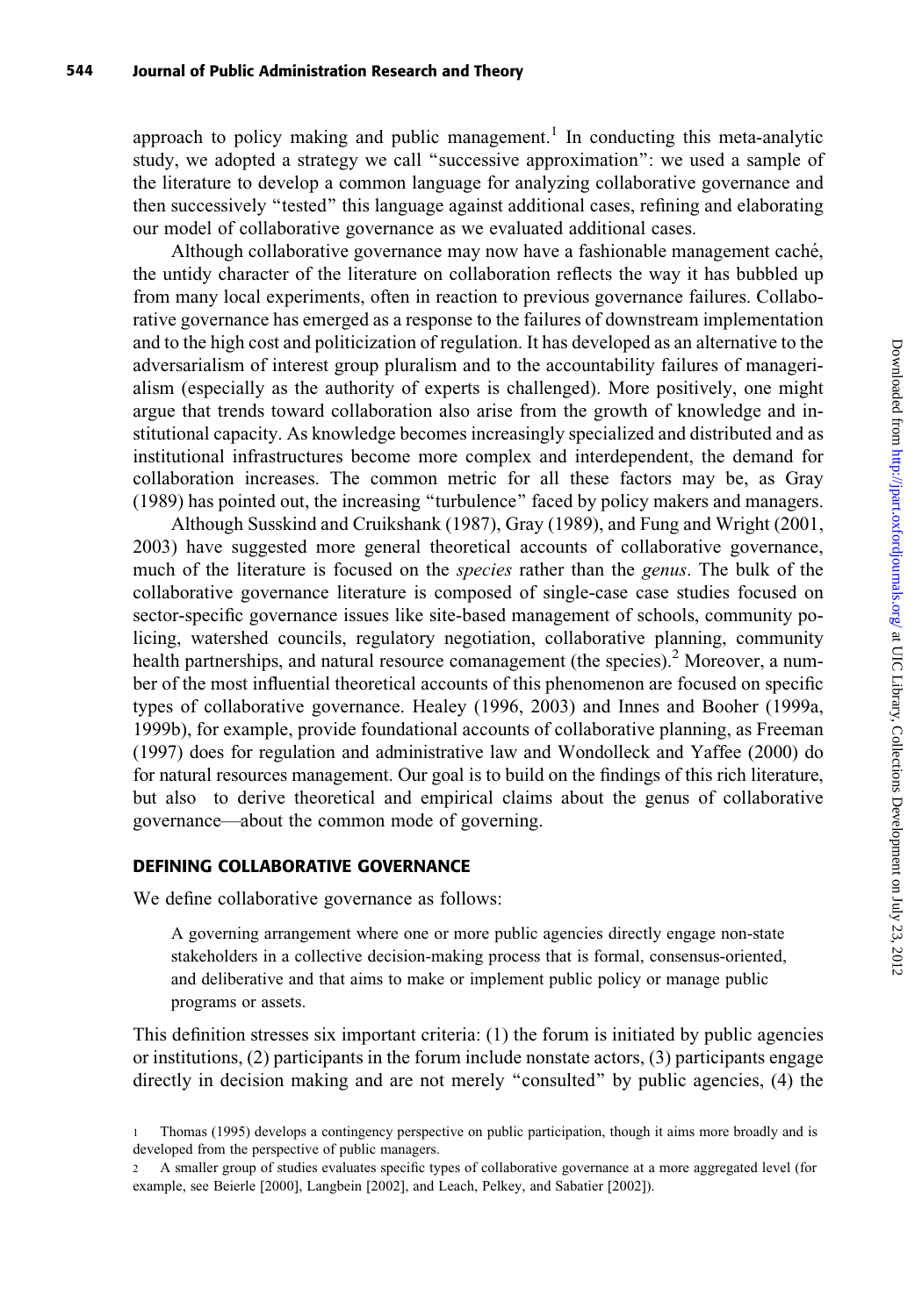approach to policy making and public management.[1] In conducting this meta-analytic study, we adopted a strategy we call "successive approximation": we used a sample of the literature to develop a common language for analyzing collaborative governance and then successively "tested" this language against additional cases, refining and elaborating our model of collaborative governance as we evaluated additional cases.

Although collaborative governance may now have a fashionable management caché, the untidy character of the literature on collaboration reflects the way it has bubbled up from many local experiments, often in reaction to previous governance failures. Collaborative governance has emerged as a response to the failures of downstream implementation and to the high cost and politicization of regulation. It has developed as an alternative to the adversarialism of interest group pluralism and to the accountability failures of managerialism (especially as the authority of experts is challenged). More positively, one might argue that trends toward collaboration also arise from the growth of knowledge and institutional capacity. As knowledge becomes increasingly specialized and distributed and as institutional infrastructures become more complex and interdependent, the demand for collaboration increases. The common metric for all these factors may be, as Gray (1989) has pointed out, the increasing "turbulence" faced by policy makers and managers.

Although Susskind and Cruikshank (1987), Gray (1989), and Fung and Wright (2001, 2003) have suggested more general theoretical accounts of collaborative governance, much of the literature is focused on the *species* rather than the *genus*. The bulk of the collaborative governance literature is composed of single-case case studies focused on sector-specific governance issues like site-based management of schools, community policing, watershed councils, regulatory negotiation, collaborative planning, community health partnerships, and natural resource comanagement (the species).[2] Moreover, a number of the most influential theoretical accounts of this phenomenon are focused on specific types of collaborative governance. Healey (1996, 2003) and Innes and Booher (1999a, 1999b), for example, provide foundational accounts of collaborative planning, as Freeman (1997) does for regulation and administrative law and Wondolleck and Yaffee (2000) do for natural resources management. Our goal is to build on the findings of this rich literature, but also to derive theoretical and empirical claims about the genus of collaborative governance—about the common mode of governing.

## DEFINING COLLABORATIVE GOVERNANCE

We define collaborative governance as follows:

> A governing arrangement where one or more public agencies directly engage non-state stakeholders in a collective decision-making process that is formal, consensus-oriented, and deliberative and that aims to make or implement public policy or manage public programs or assets.

This definition stresses six important criteria: (1) the forum is initiated by public agencies or institutions, (2) participants in the forum include nonstate actors, (3) participants engage directly in decision making and are not merely "consulted" by public agencies, (4) the

[1] Thomas (1995) develops a contingency perspective on public participation, though it aims more broadly and is developed from the perspective of public managers.

[2] A smaller group of studies evaluates specific types of collaborative governance at a more aggregated level (for example, see Beierle [2000], Langbein [2002], and Leach, Pelkey, and Sabatier [2002]).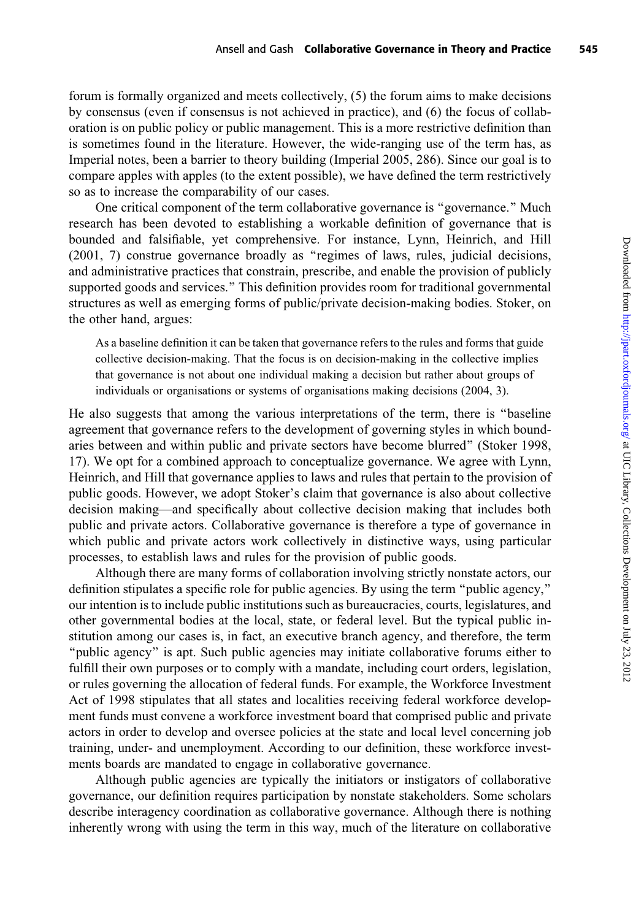forum is formally organized and meets collectively, (5) the forum aims to make decisions by consensus (even if consensus is not achieved in practice), and (6) the focus of collaboration is on public policy or public management. This is a more restrictive definition than is sometimes found in the literature. However, the wide-ranging use of the term has, as Imperial notes, been a barrier to theory building (Imperial 2005, 286). Since our goal is to compare apples with apples (to the extent possible), we have defined the term restrictively so as to increase the comparability of our cases.

One critical component of the term collaborative governance is "governance." Much research has been devoted to establishing a workable definition of governance that is bounded and falsifiable, yet comprehensive. For instance, Lynn, Heinrich, and Hill (2001, 7) construe governance broadly as "regimes of laws, rules, judicial decisions, and administrative practices that constrain, prescribe, and enable the provision of publicly supported goods and services." This definition provides room for traditional governmental structures as well as emerging forms of public/private decision-making bodies. Stoker, on the other hand, argues:

> As a baseline definition it can be taken that governance refers to the rules and forms that guide collective decision-making. That the focus is on decision-making in the collective implies that governance is not about one individual making a decision but rather about groups of individuals or organisations or systems of organisations making decisions (2004, 3).

He also suggests that among the various interpretations of the term, there is "baseline agreement that governance refers to the development of governing styles in which boundaries between and within public and private sectors have become blurred" (Stoker 1998, 17). We opt for a combined approach to conceptualize governance. We agree with Lynn, Heinrich, and Hill that governance applies to laws and rules that pertain to the provision of public goods. However, we adopt Stoker's claim that governance is also about collective decision making—and specifically about collective decision making that includes both public and private actors. Collaborative governance is therefore a type of governance in which public and private actors work collectively in distinctive ways, using particular processes, to establish laws and rules for the provision of public goods.

Although there are many forms of collaboration involving strictly nonstate actors, our definition stipulates a specific role for public agencies. By using the term "public agency," our intention is to include public institutions such as bureaucracies, courts, legislatures, and other governmental bodies at the local, state, or federal level. But the typical public institution among our cases is, in fact, an executive branch agency, and therefore, the term "public agency" is apt. Such public agencies may initiate collaborative forums either to fulfill their own purposes or to comply with a mandate, including court orders, legislation, or rules governing the allocation of federal funds. For example, the Workforce Investment Act of 1998 stipulates that all states and localities receiving federal workforce development funds must convene a workforce investment board that comprised public and private actors in order to develop and oversee policies at the state and local level concerning job training, under- and unemployment. According to our definition, these workforce investments boards are mandated to engage in collaborative governance.

Although public agencies are typically the initiators or instigators of collaborative governance, our definition requires participation by nonstate stakeholders. Some scholars describe interagency coordination as collaborative governance. Although there is nothing inherently wrong with using the term in this way, much of the literature on collaborative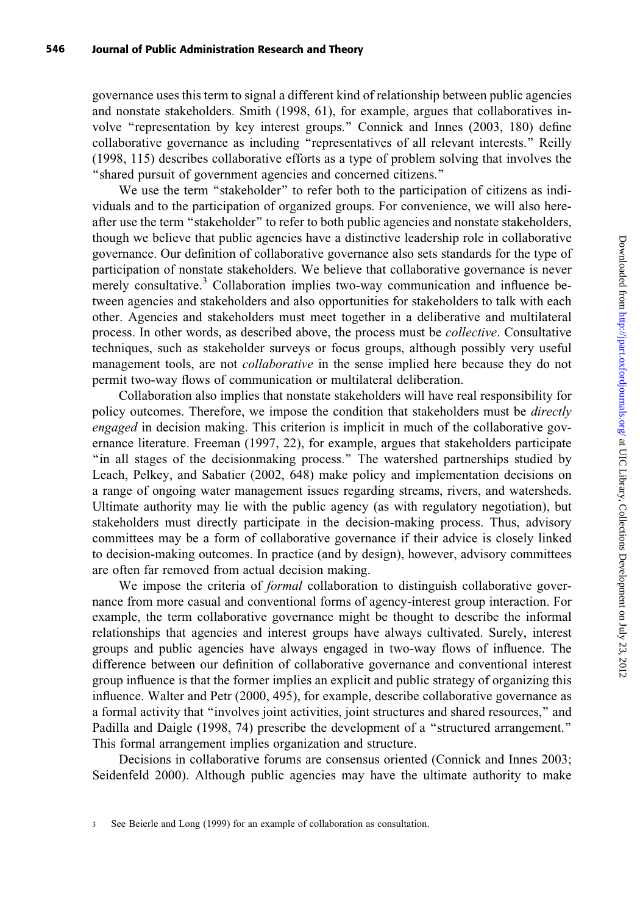governance uses this term to signal a different kind of relationship between public agencies and nonstate stakeholders. Smith (1998, 61), for example, argues that collaboratives involve "representation by key interest groups." Connick and Innes (2003, 180) define collaborative governance as including "representatives of all relevant interests." Reilly (1998, 115) describes collaborative efforts as a type of problem solving that involves the "shared pursuit of government agencies and concerned citizens."

We use the term "stakeholder" to refer both to the participation of citizens as individuals and to the participation of organized groups. For convenience, we will also hereafter use the term "stakeholder" to refer to both public agencies and nonstate stakeholders, though we believe that public agencies have a distinctive leadership role in collaborative governance. Our definition of collaborative governance also sets standards for the type of participation of nonstate stakeholders. We believe that collaborative governance is never merely consultative.[3] Collaboration implies two-way communication and influence between agencies and stakeholders and also opportunities for stakeholders to talk with each other. Agencies and stakeholders must meet together in a deliberative and multilateral process. In other words, as described above, the process must be *collective*. Consultative techniques, such as stakeholder surveys or focus groups, although possibly very useful management tools, are not *collaborative* in the sense implied here because they do not permit two-way flows of communication or multilateral deliberation.

Collaboration also implies that nonstate stakeholders will have real responsibility for policy outcomes. Therefore, we impose the condition that stakeholders must be *directly engaged* in decision making. This criterion is implicit in much of the collaborative governance literature. Freeman (1997, 22), for example, argues that stakeholders participate "in all stages of the decisionmaking process." The watershed partnerships studied by Leach, Pelkey, and Sabatier (2002, 648) make policy and implementation decisions on a range of ongoing water management issues regarding streams, rivers, and watersheds. Ultimate authority may lie with the public agency (as with regulatory negotiation), but stakeholders must directly participate in the decision-making process. Thus, advisory committees may be a form of collaborative governance if their advice is closely linked to decision-making outcomes. In practice (and by design), however, advisory committees are often far removed from actual decision making.

We impose the criteria of *formal* collaboration to distinguish collaborative governance from more casual and conventional forms of agency-interest group interaction. For example, the term collaborative governance might be thought to describe the informal relationships that agencies and interest groups have always cultivated. Surely, interest groups and public agencies have always engaged in two-way flows of influence. The difference between our definition of collaborative governance and conventional interest group influence is that the former implies an explicit and public strategy of organizing this influence. Walter and Petr (2000, 495), for example, describe collaborative governance as a formal activity that "involves joint activities, joint structures and shared resources," and Padilla and Daigle (1998, 74) prescribe the development of a "structured arrangement." This formal arrangement implies organization and structure.

Decisions in collaborative forums are consensus oriented (Connick and Innes 2003; Seidenfeld 2000). Although public agencies may have the ultimate authority to make

[3] See Beierle and Long (1999) for an example of collaboration as consultation.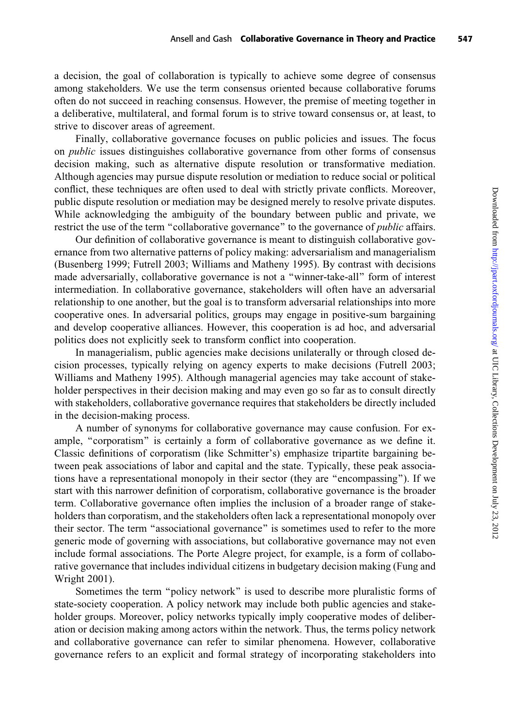a decision, the goal of collaboration is typically to achieve some degree of consensus among stakeholders. We use the term consensus oriented because collaborative forums often do not succeed in reaching consensus. However, the premise of meeting together in a deliberative, multilateral, and formal forum is to strive toward consensus or, at least, to strive to discover areas of agreement.

Finally, collaborative governance focuses on public policies and issues. The focus on *public* issues distinguishes collaborative governance from other forms of consensus decision making, such as alternative dispute resolution or transformative mediation. Although agencies may pursue dispute resolution or mediation to reduce social or political conflict, these techniques are often used to deal with strictly private conflicts. Moreover, public dispute resolution or mediation may be designed merely to resolve private disputes. While acknowledging the ambiguity of the boundary between public and private, we restrict the use of the term "collaborative governance" to the governance of *public* affairs.

Our definition of collaborative governance is meant to distinguish collaborative governance from two alternative patterns of policy making: adversarialism and managerialism (Busenberg 1999; Futrell 2003; Williams and Matheny 1995). By contrast with decisions made adversarially, collaborative governance is not a "winner-take-all" form of interest intermediation. In collaborative governance, stakeholders will often have an adversarial relationship to one another, but the goal is to transform adversarial relationships into more cooperative ones. In adversarial politics, groups may engage in positive-sum bargaining and develop cooperative alliances. However, this cooperation is ad hoc, and adversarial politics does not explicitly seek to transform conflict into cooperation.

In managerialism, public agencies make decisions unilaterally or through closed decision processes, typically relying on agency experts to make decisions (Futrell 2003; Williams and Matheny 1995). Although managerial agencies may take account of stakeholder perspectives in their decision making and may even go so far as to consult directly with stakeholders, collaborative governance requires that stakeholders be directly included in the decision-making process.

A number of synonyms for collaborative governance may cause confusion. For example, "corporatism" is certainly a form of collaborative governance as we define it. Classic definitions of corporatism (like Schmitter's) emphasize tripartite bargaining between peak associations of labor and capital and the state. Typically, these peak associations have a representational monopoly in their sector (they are "encompassing"). If we start with this narrower definition of corporatism, collaborative governance is the broader term. Collaborative governance often implies the inclusion of a broader range of stakeholders than corporatism, and the stakeholders often lack a representational monopoly over their sector. The term "associational governance" is sometimes used to refer to the more generic mode of governing with associations, but collaborative governance may not even include formal associations. The Porte Alegre project, for example, is a form of collaborative governance that includes individual citizens in budgetary decision making (Fung and Wright 2001).

Sometimes the term "policy network" is used to describe more pluralistic forms of state-society cooperation. A policy network may include both public agencies and stakeholder groups. Moreover, policy networks typically imply cooperative modes of deliberation or decision making among actors within the network. Thus, the terms policy network and collaborative governance can refer to similar phenomena. However, collaborative governance refers to an explicit and formal strategy of incorporating stakeholders into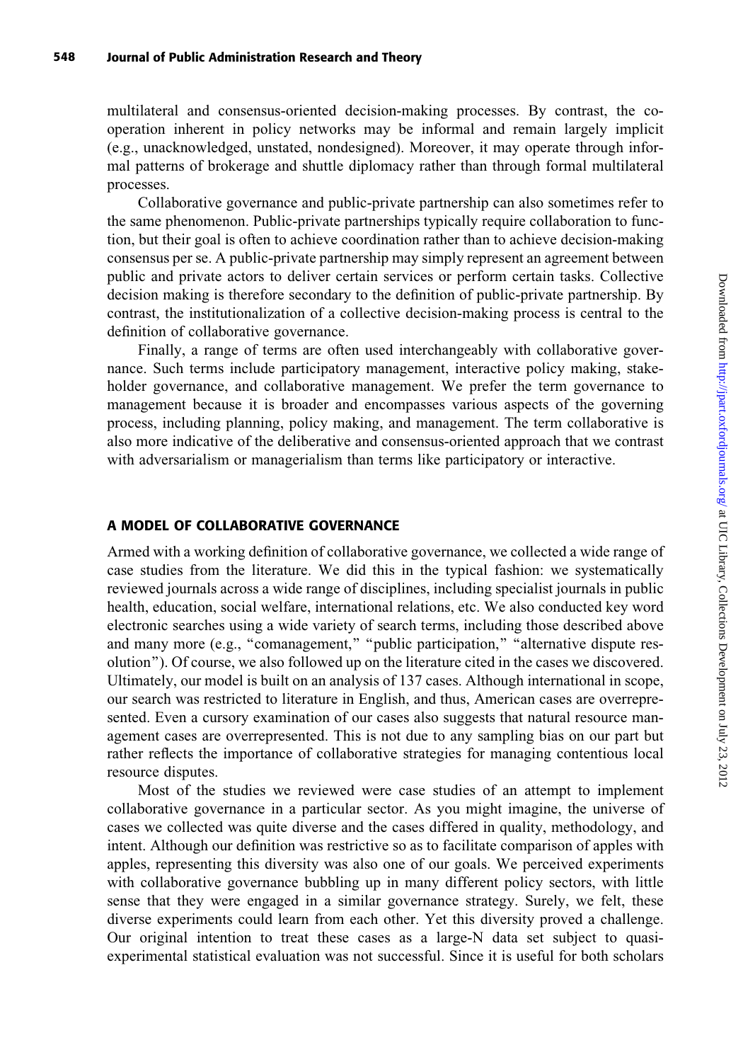multilateral and consensus-oriented decision-making processes. By contrast, the cooperation inherent in policy networks may be informal and remain largely implicit (e.g., unacknowledged, unstated, nondesigned). Moreover, it may operate through informal patterns of brokerage and shuttle diplomacy rather than through formal multilateral processes.

Collaborative governance and public-private partnership can also sometimes refer to the same phenomenon. Public-private partnerships typically require collaboration to function, but their goal is often to achieve coordination rather than to achieve decision-making consensus per se. A public-private partnership may simply represent an agreement between public and private actors to deliver certain services or perform certain tasks. Collective decision making is therefore secondary to the definition of public-private partnership. By contrast, the institutionalization of a collective decision-making process is central to the definition of collaborative governance.

Finally, a range of terms are often used interchangeably with collaborative governance. Such terms include participatory management, interactive policy making, stakeholder governance, and collaborative management. We prefer the term governance to management because it is broader and encompasses various aspects of the governing process, including planning, policy making, and management. The term collaborative is also more indicative of the deliberative and consensus-oriented approach that we contrast with adversarialism or managerialism than terms like participatory or interactive.

## A MODEL OF COLLABORATIVE GOVERNANCE

Armed with a working definition of collaborative governance, we collected a wide range of case studies from the literature. We did this in the typical fashion: we systematically reviewed journals across a wide range of disciplines, including specialist journals in public health, education, social welfare, international relations, etc. We also conducted key word electronic searches using a wide variety of search terms, including those described above and many more (e.g., "comanagement," "public participation," "alternative dispute resolution"). Of course, we also followed up on the literature cited in the cases we discovered. Ultimately, our model is built on an analysis of 137 cases. Although international in scope, our search was restricted to literature in English, and thus, American cases are overrepresented. Even a cursory examination of our cases also suggests that natural resource management cases are overrepresented. This is not due to any sampling bias on our part but rather reflects the importance of collaborative strategies for managing contentious local resource disputes.

Most of the studies we reviewed were case studies of an attempt to implement collaborative governance in a particular sector. As you might imagine, the universe of cases we collected was quite diverse and the cases differed in quality, methodology, and intent. Although our definition was restrictive so as to facilitate comparison of apples with apples, representing this diversity was also one of our goals. We perceived experiments with collaborative governance bubbling up in many different policy sectors, with little sense that they were engaged in a similar governance strategy. Surely, we felt, these diverse experiments could learn from each other. Yet this diversity proved a challenge. Our original intention to treat these cases as a large-N data set subject to quasi-experimental statistical evaluation was not successful. Since it is useful for both scholars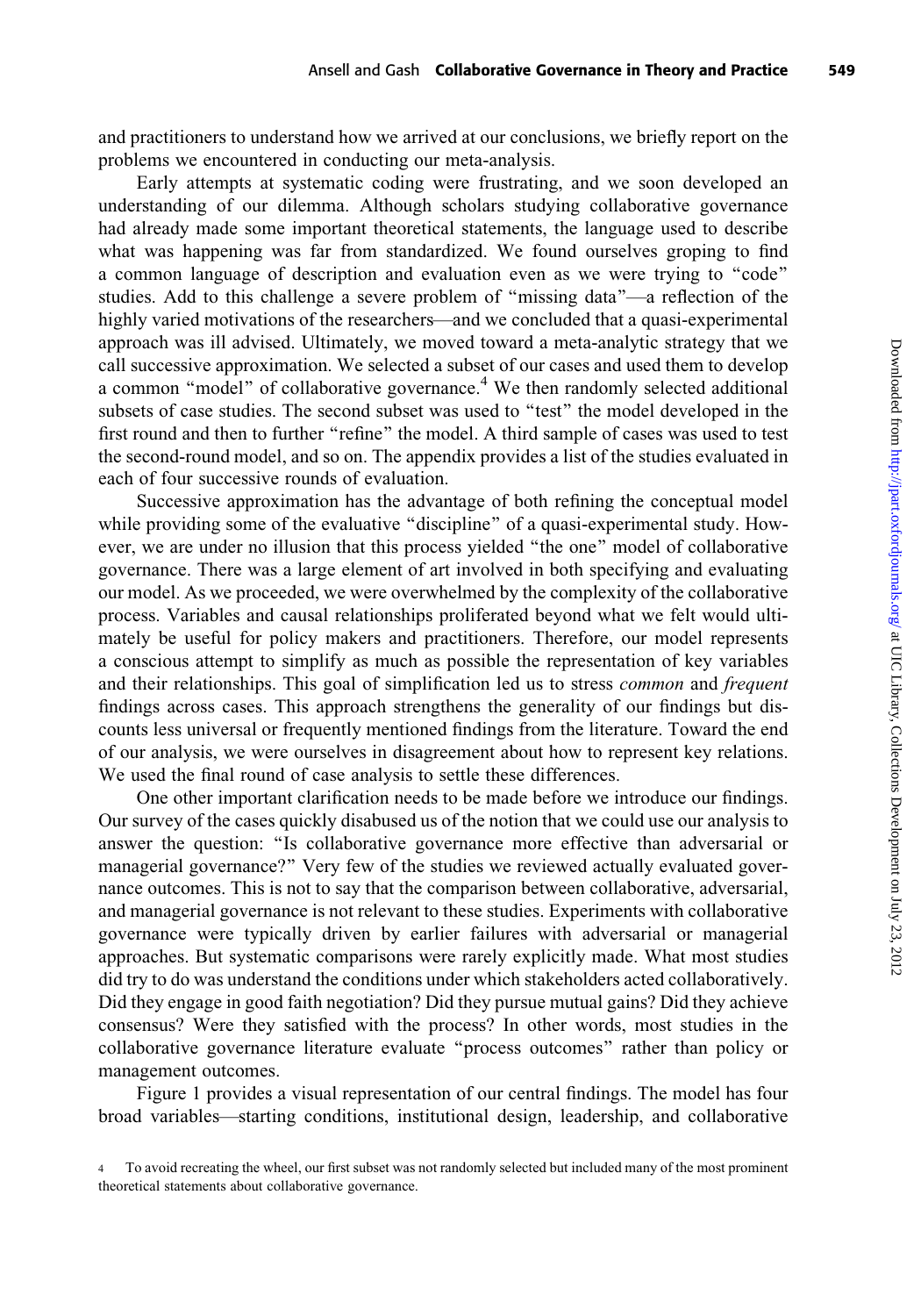and practitioners to understand how we arrived at our conclusions, we briefly report on the problems we encountered in conducting our meta-analysis.

Early attempts at systematic coding were frustrating, and we soon developed an understanding of our dilemma. Although scholars studying collaborative governance had already made some important theoretical statements, the language used to describe what was happening was far from standardized. We found ourselves groping to find a common language of description and evaluation even as we were trying to "code" studies. Add to this challenge a severe problem of "missing data"—a reflection of the highly varied motivations of the researchers—and we concluded that a quasi-experimental approach was ill advised. Ultimately, we moved toward a meta-analytic strategy that we call successive approximation. We selected a subset of our cases and used them to develop a common "model" of collaborative governance.[4] We then randomly selected additional subsets of case studies. The second subset was used to "test" the model developed in the first round and then to further "refine" the model. A third sample of cases was used to test the second-round model, and so on. The appendix provides a list of the studies evaluated in each of four successive rounds of evaluation.

Successive approximation has the advantage of both refining the conceptual model while providing some of the evaluative "discipline" of a quasi-experimental study. However, we are under no illusion that this process yielded "the one" model of collaborative governance. There was a large element of art involved in both specifying and evaluating our model. As we proceeded, we were overwhelmed by the complexity of the collaborative process. Variables and causal relationships proliferated beyond what we felt would ultimately be useful for policy makers and practitioners. Therefore, our model represents a conscious attempt to simplify as much as possible the representation of key variables and their relationships. This goal of simplification led us to stress *common* and *frequent* findings across cases. This approach strengthens the generality of our findings but discounts less universal or frequently mentioned findings from the literature. Toward the end of our analysis, we were ourselves in disagreement about how to represent key relations. We used the final round of case analysis to settle these differences.

One other important clarification needs to be made before we introduce our findings. Our survey of the cases quickly disabused us of the notion that we could use our analysis to answer the question: "Is collaborative governance more effective than adversarial or managerial governance?" Very few of the studies we reviewed actually evaluated governance outcomes. This is not to say that the comparison between collaborative, adversarial, and managerial governance is not relevant to these studies. Experiments with collaborative governance were typically driven by earlier failures with adversarial or managerial approaches. But systematic comparisons were rarely explicitly made. What most studies did try to do was understand the conditions under which stakeholders acted collaboratively. Did they engage in good faith negotiation? Did they pursue mutual gains? Did they achieve consensus? Were they satisfied with the process? In other words, most studies in the collaborative governance literature evaluate "process outcomes" rather than policy or management outcomes.

Figure 1 provides a visual representation of our central findings. The model has four broad variables—starting conditions, institutional design, leadership, and collaborative

4 To avoid recreating the wheel, our first subset was not randomly selected but included many of the most prominent theoretical statements about collaborative governance.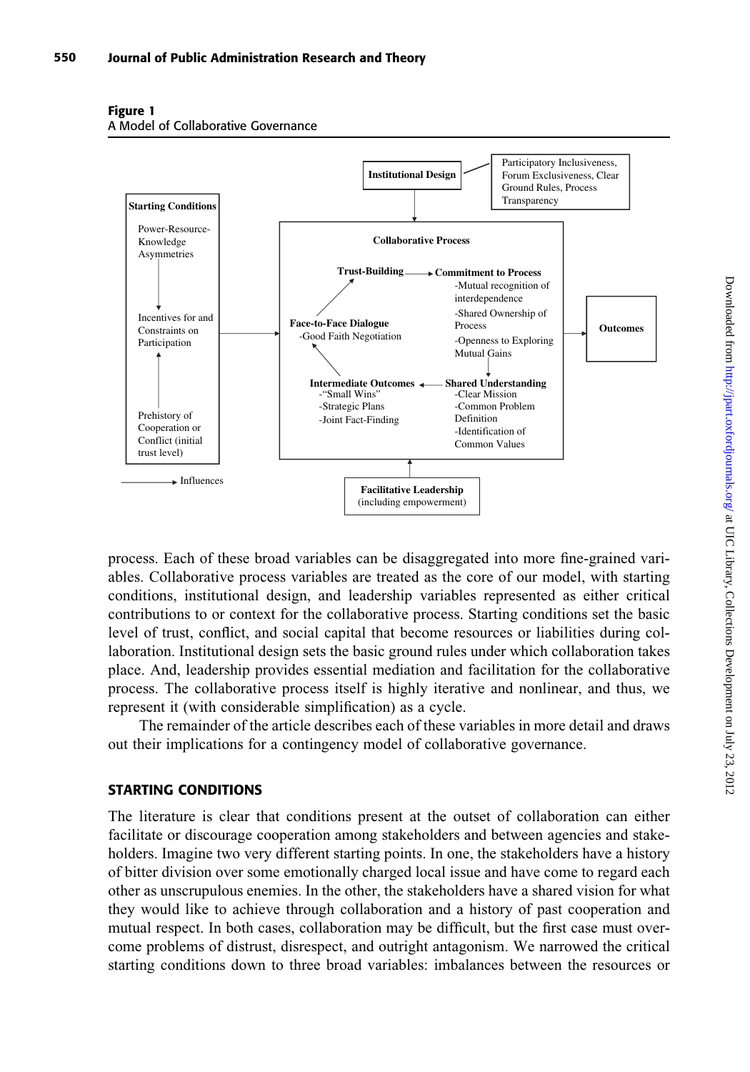**Figure 1**
A Model of Collaborative Governance

**Starting Conditions**

- Power-Resource-Knowledge Asymmetries
- Incentives for and Constraints on Participation
- Prehistory of Cooperation or Conflict (initial trust level)

**Institutional Design**

- Participatory Inclusiveness, Forum Exclusiveness, Clear Ground Rules, Process Transparency

**Collaborative Process**

- **Face-to-Face Dialogue**
  - -Good Faith Negotiation
- **Trust-Building**
- **Commitment to Process**
  - -Mutual recognition of interdependence
  - -Shared Ownership of Process
  - -Openness to Exploring Mutual Gains
- **Shared Understanding**
  - -Clear Mission
  - -Common Problem Definition
  - -Identification of Common Values
- **Intermediate Outcomes**
  - -"Small Wins"
  - -Strategic Plans
  - -Joint Fact-Finding

**Facilitative Leadership** (including empowerment)

**Outcomes**

→ Influences

process. Each of these broad variables can be disaggregated into more fine-grained variables. Collaborative process variables are treated as the core of our model, with starting conditions, institutional design, and leadership variables represented as either critical contributions to or context for the collaborative process. Starting conditions set the basic level of trust, conflict, and social capital that become resources or liabilities during collaboration. Institutional design sets the basic ground rules under which collaboration takes place. And, leadership provides essential mediation and facilitation for the collaborative process. The collaborative process itself is highly iterative and nonlinear, and thus, we represent it (with considerable simplification) as a cycle.

The remainder of the article describes each of these variables in more detail and draws out their implications for a contingency model of collaborative governance.

## STARTING CONDITIONS

The literature is clear that conditions present at the outset of collaboration can either facilitate or discourage cooperation among stakeholders and between agencies and stakeholders. Imagine two very different starting points. In one, the stakeholders have a history of bitter division over some emotionally charged local issue and have come to regard each other as unscrupulous enemies. In the other, the stakeholders have a shared vision for what they would like to achieve through collaboration and a history of past cooperation and mutual respect. In both cases, collaboration may be difficult, but the first case must overcome problems of distrust, disrespect, and outright antagonism. We narrowed the critical starting conditions down to three broad variables: imbalances between the resources or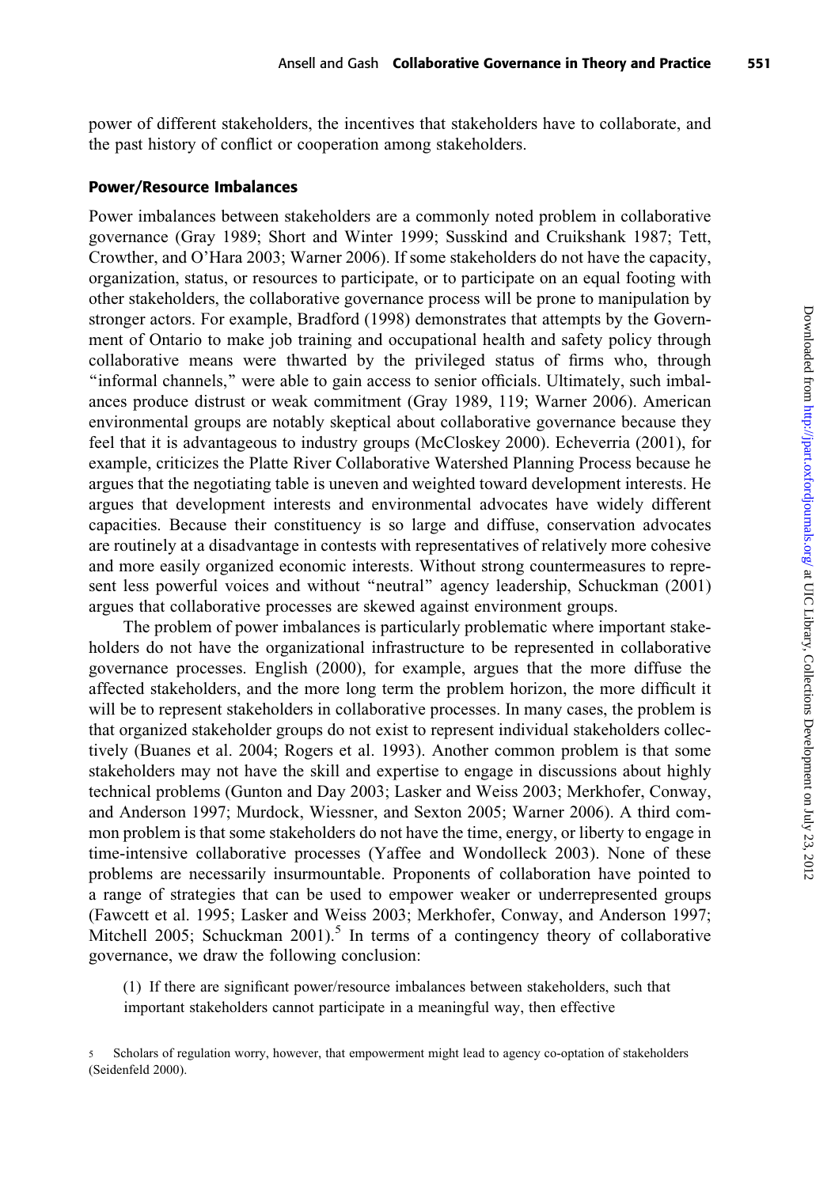power of different stakeholders, the incentives that stakeholders have to collaborate, and the past history of conflict or cooperation among stakeholders.

### Power/Resource Imbalances

Power imbalances between stakeholders are a commonly noted problem in collaborative governance (Gray 1989; Short and Winter 1999; Susskind and Cruikshank 1987; Tett, Crowther, and O'Hara 2003; Warner 2006). If some stakeholders do not have the capacity, organization, status, or resources to participate, or to participate on an equal footing with other stakeholders, the collaborative governance process will be prone to manipulation by stronger actors. For example, Bradford (1998) demonstrates that attempts by the Government of Ontario to make job training and occupational health and safety policy through collaborative means were thwarted by the privileged status of firms who, through "informal channels," were able to gain access to senior officials. Ultimately, such imbalances produce distrust or weak commitment (Gray 1989, 119; Warner 2006). American environmental groups are notably skeptical about collaborative governance because they feel that it is advantageous to industry groups (McCloskey 2000). Echeverria (2001), for example, criticizes the Platte River Collaborative Watershed Planning Process because he argues that the negotiating table is uneven and weighted toward development interests. He argues that development interests and environmental advocates have widely different capacities. Because their constituency is so large and diffuse, conservation advocates are routinely at a disadvantage in contests with representatives of relatively more cohesive and more easily organized economic interests. Without strong countermeasures to represent less powerful voices and without "neutral" agency leadership, Schuckman (2001) argues that collaborative processes are skewed against environment groups.

The problem of power imbalances is particularly problematic where important stakeholders do not have the organizational infrastructure to be represented in collaborative governance processes. English (2000), for example, argues that the more diffuse the affected stakeholders, and the more long term the problem horizon, the more difficult it will be to represent stakeholders in collaborative processes. In many cases, the problem is that organized stakeholder groups do not exist to represent individual stakeholders collectively (Buanes et al. 2004; Rogers et al. 1993). Another common problem is that some stakeholders may not have the skill and expertise to engage in discussions about highly technical problems (Gunton and Day 2003; Lasker and Weiss 2003; Merkhofer, Conway, and Anderson 1997; Murdock, Wiessner, and Sexton 2005; Warner 2006). A third common problem is that some stakeholders do not have the time, energy, or liberty to engage in time-intensive collaborative processes (Yaffee and Wondolleck 2003). None of these problems are necessarily insurmountable. Proponents of collaboration have pointed to a range of strategies that can be used to empower weaker or underrepresented groups (Fawcett et al. 1995; Lasker and Weiss 2003; Merkhofer, Conway, and Anderson 1997; Mitchell 2005; Schuckman 2001).[5] In terms of a contingency theory of collaborative governance, we draw the following conclusion:

(1) If there are significant power/resource imbalances between stakeholders, such that important stakeholders cannot participate in a meaningful way, then effective

[5] Scholars of regulation worry, however, that empowerment might lead to agency co-optation of stakeholders (Seidenfeld 2000).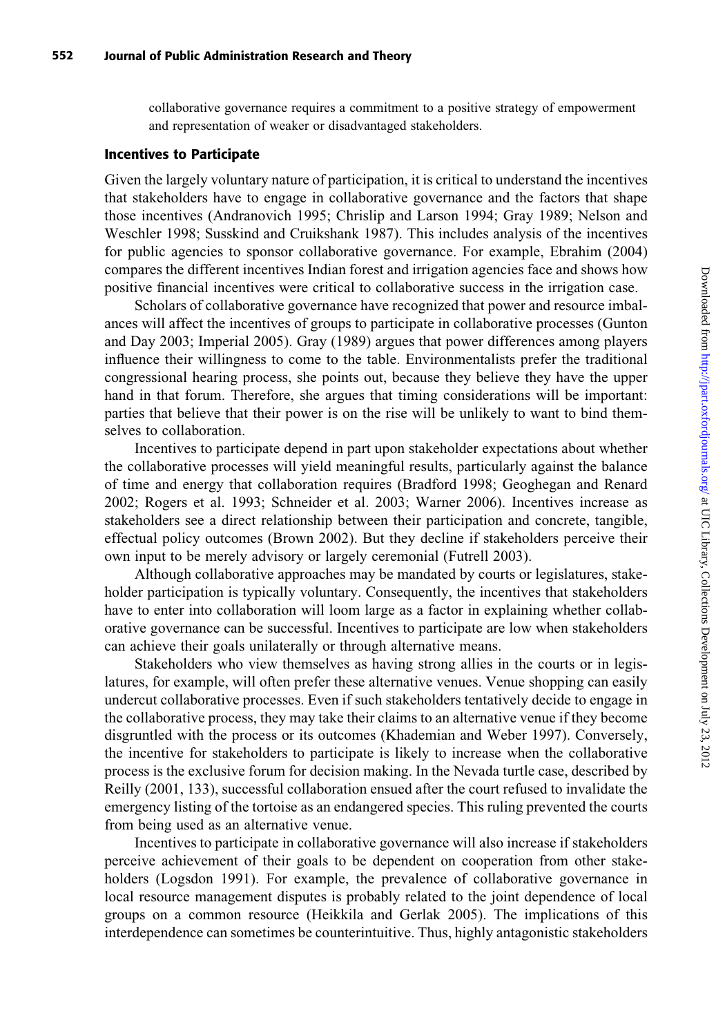collaborative governance requires a commitment to a positive strategy of empowerment and representation of weaker or disadvantaged stakeholders.

### Incentives to Participate

Given the largely voluntary nature of participation, it is critical to understand the incentives that stakeholders have to engage in collaborative governance and the factors that shape those incentives (Andranovich 1995; Chrislip and Larson 1994; Gray 1989; Nelson and Weschler 1998; Susskind and Cruikshank 1987). This includes analysis of the incentives for public agencies to sponsor collaborative governance. For example, Ebrahim (2004) compares the different incentives Indian forest and irrigation agencies face and shows how positive financial incentives were critical to collaborative success in the irrigation case.

Scholars of collaborative governance have recognized that power and resource imbalances will affect the incentives of groups to participate in collaborative processes (Gunton and Day 2003; Imperial 2005). Gray (1989) argues that power differences among players influence their willingness to come to the table. Environmentalists prefer the traditional congressional hearing process, she points out, because they believe they have the upper hand in that forum. Therefore, she argues that timing considerations will be important: parties that believe that their power is on the rise will be unlikely to want to bind themselves to collaboration.

Incentives to participate depend in part upon stakeholder expectations about whether the collaborative processes will yield meaningful results, particularly against the balance of time and energy that collaboration requires (Bradford 1998; Geoghegan and Renard 2002; Rogers et al. 1993; Schneider et al. 2003; Warner 2006). Incentives increase as stakeholders see a direct relationship between their participation and concrete, tangible, effectual policy outcomes (Brown 2002). But they decline if stakeholders perceive their own input to be merely advisory or largely ceremonial (Futrell 2003).

Although collaborative approaches may be mandated by courts or legislatures, stakeholder participation is typically voluntary. Consequently, the incentives that stakeholders have to enter into collaboration will loom large as a factor in explaining whether collaborative governance can be successful. Incentives to participate are low when stakeholders can achieve their goals unilaterally or through alternative means.

Stakeholders who view themselves as having strong allies in the courts or in legislatures, for example, will often prefer these alternative venues. Venue shopping can easily undercut collaborative processes. Even if such stakeholders tentatively decide to engage in the collaborative process, they may take their claims to an alternative venue if they become disgruntled with the process or its outcomes (Khademian and Weber 1997). Conversely, the incentive for stakeholders to participate is likely to increase when the collaborative process is the exclusive forum for decision making. In the Nevada turtle case, described by Reilly (2001, 133), successful collaboration ensued after the court refused to invalidate the emergency listing of the tortoise as an endangered species. This ruling prevented the courts from being used as an alternative venue.

Incentives to participate in collaborative governance will also increase if stakeholders perceive achievement of their goals to be dependent on cooperation from other stakeholders (Logsdon 1991). For example, the prevalence of collaborative governance in local resource management disputes is probably related to the joint dependence of local groups on a common resource (Heikkila and Gerlak 2005). The implications of this interdependence can sometimes be counterintuitive. Thus, highly antagonistic stakeholders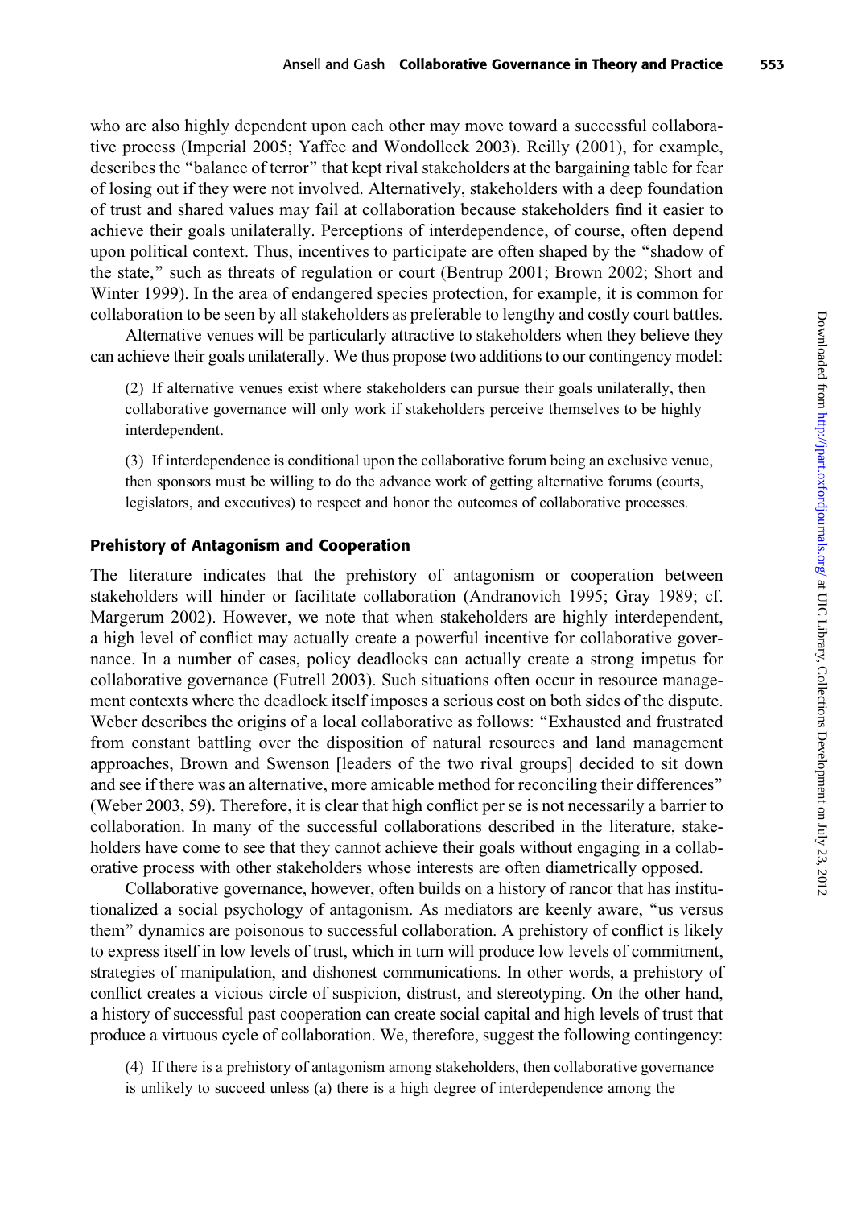who are also highly dependent upon each other may move toward a successful collaborative process (Imperial 2005; Yaffee and Wondolleck 2003). Reilly (2001), for example, describes the "balance of terror" that kept rival stakeholders at the bargaining table for fear of losing out if they were not involved. Alternatively, stakeholders with a deep foundation of trust and shared values may fail at collaboration because stakeholders find it easier to achieve their goals unilaterally. Perceptions of interdependence, of course, often depend upon political context. Thus, incentives to participate are often shaped by the "shadow of the state," such as threats of regulation or court (Bentrup 2001; Brown 2002; Short and Winter 1999). In the area of endangered species protection, for example, it is common for collaboration to be seen by all stakeholders as preferable to lengthy and costly court battles.

Alternative venues will be particularly attractive to stakeholders when they believe they can achieve their goals unilaterally. We thus propose two additions to our contingency model:

> (2) If alternative venues exist where stakeholders can pursue their goals unilaterally, then collaborative governance will only work if stakeholders perceive themselves to be highly interdependent.
>
> (3) If interdependence is conditional upon the collaborative forum being an exclusive venue, then sponsors must be willing to do the advance work of getting alternative forums (courts, legislators, and executives) to respect and honor the outcomes of collaborative processes.

### Prehistory of Antagonism and Cooperation

The literature indicates that the prehistory of antagonism or cooperation between stakeholders will hinder or facilitate collaboration (Andranovich 1995; Gray 1989; cf. Margerum 2002). However, we note that when stakeholders are highly interdependent, a high level of conflict may actually create a powerful incentive for collaborative governance. In a number of cases, policy deadlocks can actually create a strong impetus for collaborative governance (Futrell 2003). Such situations often occur in resource management contexts where the deadlock itself imposes a serious cost on both sides of the dispute. Weber describes the origins of a local collaborative as follows: "Exhausted and frustrated from constant battling over the disposition of natural resources and land management approaches, Brown and Swenson [leaders of the two rival groups] decided to sit down and see if there was an alternative, more amicable method for reconciling their differences" (Weber 2003, 59). Therefore, it is clear that high conflict per se is not necessarily a barrier to collaboration. In many of the successful collaborations described in the literature, stakeholders have come to see that they cannot achieve their goals without engaging in a collaborative process with other stakeholders whose interests are often diametrically opposed.

Collaborative governance, however, often builds on a history of rancor that has institutionalized a social psychology of antagonism. As mediators are keenly aware, "us versus them" dynamics are poisonous to successful collaboration. A prehistory of conflict is likely to express itself in low levels of trust, which in turn will produce low levels of commitment, strategies of manipulation, and dishonest communications. In other words, a prehistory of conflict creates a vicious circle of suspicion, distrust, and stereotyping. On the other hand, a history of successful past cooperation can create social capital and high levels of trust that produce a virtuous cycle of collaboration. We, therefore, suggest the following contingency:

> (4) If there is a prehistory of antagonism among stakeholders, then collaborative governance is unlikely to succeed unless (a) there is a high degree of interdependence among the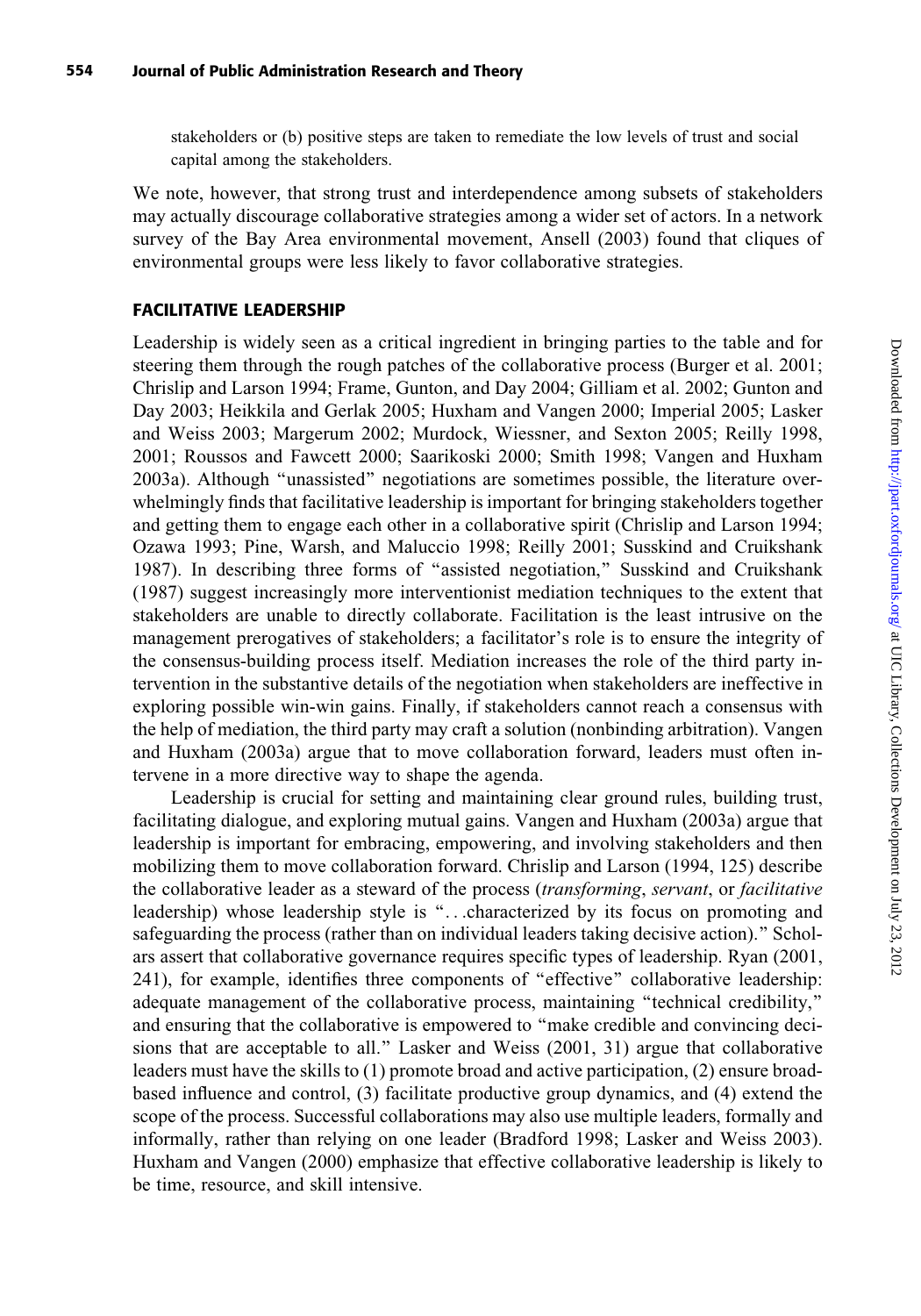stakeholders or (b) positive steps are taken to remediate the low levels of trust and social capital among the stakeholders.

We note, however, that strong trust and interdependence among subsets of stakeholders may actually discourage collaborative strategies among a wider set of actors. In a network survey of the Bay Area environmental movement, Ansell (2003) found that cliques of environmental groups were less likely to favor collaborative strategies.

## FACILITATIVE LEADERSHIP

Leadership is widely seen as a critical ingredient in bringing parties to the table and for steering them through the rough patches of the collaborative process (Burger et al. 2001; Chrislip and Larson 1994; Frame, Gunton, and Day 2004; Gilliam et al. 2002; Gunton and Day 2003; Heikkila and Gerlak 2005; Huxham and Vangen 2000; Imperial 2005; Lasker and Weiss 2003; Margerum 2002; Murdock, Wiessner, and Sexton 2005; Reilly 1998, 2001; Roussos and Fawcett 2000; Saarikoski 2000; Smith 1998; Vangen and Huxham 2003a). Although "unassisted" negotiations are sometimes possible, the literature overwhelmingly finds that facilitative leadership is important for bringing stakeholders together and getting them to engage each other in a collaborative spirit (Chrislip and Larson 1994; Ozawa 1993; Pine, Warsh, and Maluccio 1998; Reilly 2001; Susskind and Cruikshank 1987). In describing three forms of "assisted negotiation," Susskind and Cruikshank (1987) suggest increasingly more interventionist mediation techniques to the extent that stakeholders are unable to directly collaborate. Facilitation is the least intrusive on the management prerogatives of stakeholders; a facilitator's role is to ensure the integrity of the consensus-building process itself. Mediation increases the role of the third party intervention in the substantive details of the negotiation when stakeholders are ineffective in exploring possible win-win gains. Finally, if stakeholders cannot reach a consensus with the help of mediation, the third party may craft a solution (nonbinding arbitration). Vangen and Huxham (2003a) argue that to move collaboration forward, leaders must often intervene in a more directive way to shape the agenda.

Leadership is crucial for setting and maintaining clear ground rules, building trust, facilitating dialogue, and exploring mutual gains. Vangen and Huxham (2003a) argue that leadership is important for embracing, empowering, and involving stakeholders and then mobilizing them to move collaboration forward. Chrislip and Larson (1994, 125) describe the collaborative leader as a steward of the process (*transforming*, *servant*, or *facilitative* leadership) whose leadership style is "...characterized by its focus on promoting and safeguarding the process (rather than on individual leaders taking decisive action)." Scholars assert that collaborative governance requires specific types of leadership. Ryan (2001, 241), for example, identifies three components of "effective" collaborative leadership: adequate management of the collaborative process, maintaining "technical credibility," and ensuring that the collaborative is empowered to "make credible and convincing decisions that are acceptable to all." Lasker and Weiss (2001, 31) argue that collaborative leaders must have the skills to (1) promote broad and active participation, (2) ensure broad-based influence and control, (3) facilitate productive group dynamics, and (4) extend the scope of the process. Successful collaborations may also use multiple leaders, formally and informally, rather than relying on one leader (Bradford 1998; Lasker and Weiss 2003). Huxham and Vangen (2000) emphasize that effective collaborative leadership is likely to be time, resource, and skill intensive.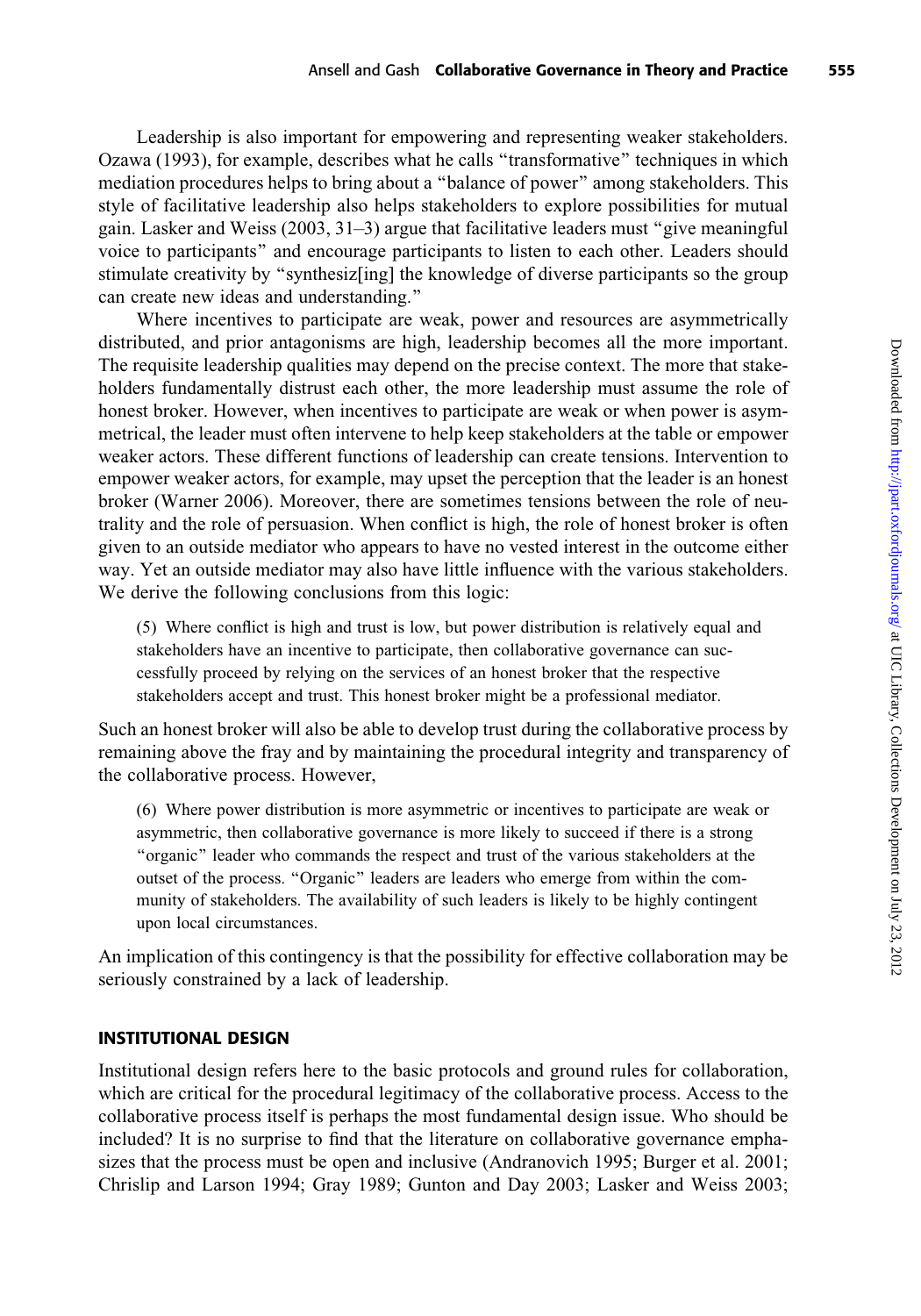Leadership is also important for empowering and representing weaker stakeholders. Ozawa (1993), for example, describes what he calls "transformative" techniques in which mediation procedures helps to bring about a "balance of power" among stakeholders. This style of facilitative leadership also helps stakeholders to explore possibilities for mutual gain. Lasker and Weiss (2003, 31–3) argue that facilitative leaders must "give meaningful voice to participants" and encourage participants to listen to each other. Leaders should stimulate creativity by "synthesiz[ing] the knowledge of diverse participants so the group can create new ideas and understanding."

Where incentives to participate are weak, power and resources are asymmetrically distributed, and prior antagonisms are high, leadership becomes all the more important. The requisite leadership qualities may depend on the precise context. The more that stakeholders fundamentally distrust each other, the more leadership must assume the role of honest broker. However, when incentives to participate are weak or when power is asymmetrical, the leader must often intervene to help keep stakeholders at the table or empower weaker actors. These different functions of leadership can create tensions. Intervention to empower weaker actors, for example, may upset the perception that the leader is an honest broker (Warner 2006). Moreover, there are sometimes tensions between the role of neutrality and the role of persuasion. When conflict is high, the role of honest broker is often given to an outside mediator who appears to have no vested interest in the outcome either way. Yet an outside mediator may also have little influence with the various stakeholders. We derive the following conclusions from this logic:

> (5) Where conflict is high and trust is low, but power distribution is relatively equal and stakeholders have an incentive to participate, then collaborative governance can successfully proceed by relying on the services of an honest broker that the respective stakeholders accept and trust. This honest broker might be a professional mediator.

Such an honest broker will also be able to develop trust during the collaborative process by remaining above the fray and by maintaining the procedural integrity and transparency of the collaborative process. However,

> (6) Where power distribution is more asymmetric or incentives to participate are weak or asymmetric, then collaborative governance is more likely to succeed if there is a strong "organic" leader who commands the respect and trust of the various stakeholders at the outset of the process. "Organic" leaders are leaders who emerge from within the community of stakeholders. The availability of such leaders is likely to be highly contingent upon local circumstances.

An implication of this contingency is that the possibility for effective collaboration may be seriously constrained by a lack of leadership.

## INSTITUTIONAL DESIGN

Institutional design refers here to the basic protocols and ground rules for collaboration, which are critical for the procedural legitimacy of the collaborative process. Access to the collaborative process itself is perhaps the most fundamental design issue. Who should be included? It is no surprise to find that the literature on collaborative governance emphasizes that the process must be open and inclusive (Andranovich 1995; Burger et al. 2001; Chrislip and Larson 1994; Gray 1989; Gunton and Day 2003; Lasker and Weiss 2003;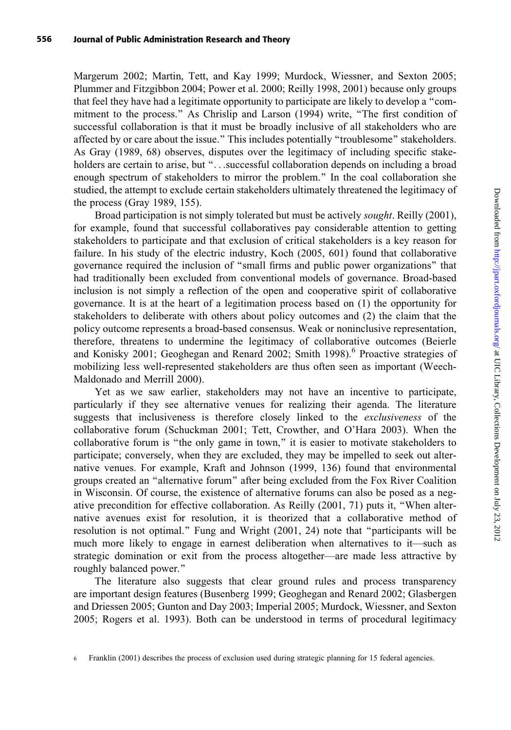Margerum 2002; Martin, Tett, and Kay 1999; Murdock, Wiessner, and Sexton 2005; Plummer and Fitzgibbon 2004; Power et al. 2000; Reilly 1998, 2001) because only groups that feel they have had a legitimate opportunity to participate are likely to develop a "commitment to the process." As Chrislip and Larson (1994) write, "The first condition of successful collaboration is that it must be broadly inclusive of all stakeholders who are affected by or care about the issue." This includes potentially "troublesome" stakeholders. As Gray (1989, 68) observes, disputes over the legitimacy of including specific stakeholders are certain to arise, but "...successful collaboration depends on including a broad enough spectrum of stakeholders to mirror the problem." In the coal collaboration she studied, the attempt to exclude certain stakeholders ultimately threatened the legitimacy of the process (Gray 1989, 155).

Broad participation is not simply tolerated but must be actively *sought*. Reilly (2001), for example, found that successful collaboratives pay considerable attention to getting stakeholders to participate and that exclusion of critical stakeholders is a key reason for failure. In his study of the electric industry, Koch (2005, 601) found that collaborative governance required the inclusion of "small firms and public power organizations" that had traditionally been excluded from conventional models of governance. Broad-based inclusion is not simply a reflection of the open and cooperative spirit of collaborative governance. It is at the heart of a legitimation process based on (1) the opportunity for stakeholders to deliberate with others about policy outcomes and (2) the claim that the policy outcome represents a broad-based consensus. Weak or noninclusive representation, therefore, threatens to undermine the legitimacy of collaborative outcomes (Beierle and Konisky 2001; Geoghegan and Renard 2002; Smith 1998).[6] Proactive strategies of mobilizing less well-represented stakeholders are thus often seen as important (Weech-Maldonado and Merrill 2000).

Yet as we saw earlier, stakeholders may not have an incentive to participate, particularly if they see alternative venues for realizing their agenda. The literature suggests that inclusiveness is therefore closely linked to the *exclusiveness* of the collaborative forum (Schuckman 2001; Tett, Crowther, and O'Hara 2003). When the collaborative forum is "the only game in town," it is easier to motivate stakeholders to participate; conversely, when they are excluded, they may be impelled to seek out alternative venues. For example, Kraft and Johnson (1999, 136) found that environmental groups created an "alternative forum" after being excluded from the Fox River Coalition in Wisconsin. Of course, the existence of alternative forums can also be posed as a negative precondition for effective collaboration. As Reilly (2001, 71) puts it, "When alternative avenues exist for resolution, it is theorized that a collaborative method of resolution is not optimal." Fung and Wright (2001, 24) note that "participants will be much more likely to engage in earnest deliberation when alternatives to it—such as strategic domination or exit from the process altogether—are made less attractive by roughly balanced power."

The literature also suggests that clear ground rules and process transparency are important design features (Busenberg 1999; Geoghegan and Renard 2002; Glasbergen and Driessen 2005; Gunton and Day 2003; Imperial 2005; Murdock, Wiessner, and Sexton 2005; Rogers et al. 1993). Both can be understood in terms of procedural legitimacy

6 Franklin (2001) describes the process of exclusion used during strategic planning for 15 federal agencies.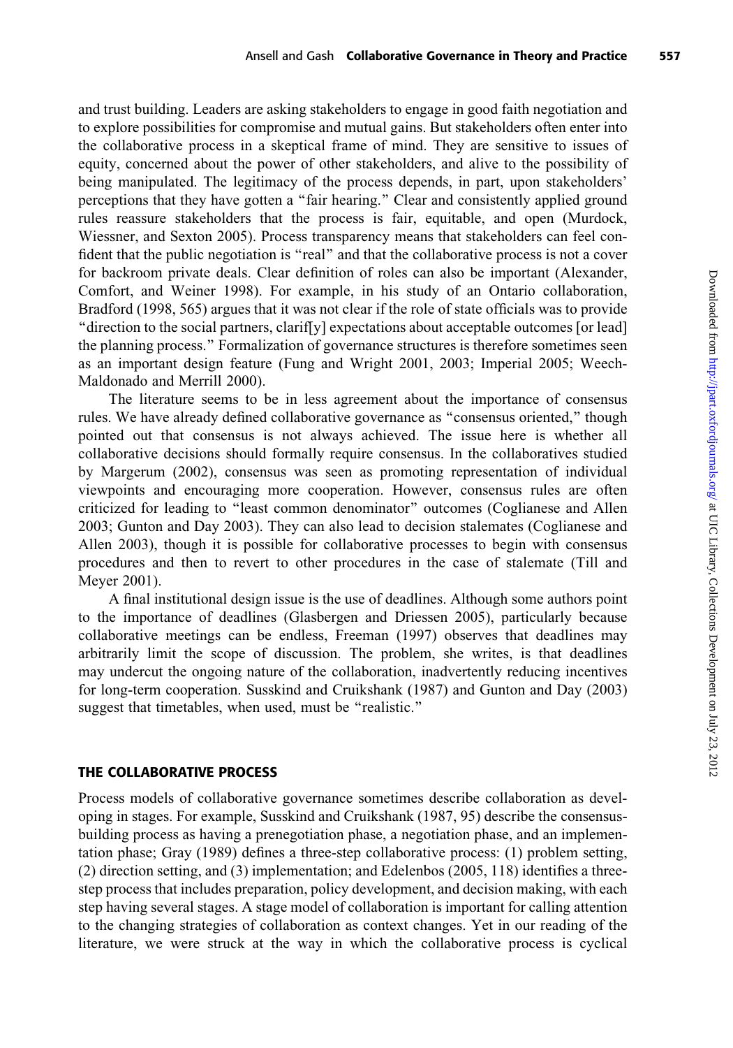and trust building. Leaders are asking stakeholders to engage in good faith negotiation and to explore possibilities for compromise and mutual gains. But stakeholders often enter into the collaborative process in a skeptical frame of mind. They are sensitive to issues of equity, concerned about the power of other stakeholders, and alive to the possibility of being manipulated. The legitimacy of the process depends, in part, upon stakeholders' perceptions that they have gotten a "fair hearing." Clear and consistently applied ground rules reassure stakeholders that the process is fair, equitable, and open (Murdock, Wiessner, and Sexton 2005). Process transparency means that stakeholders can feel confident that the public negotiation is "real" and that the collaborative process is not a cover for backroom private deals. Clear definition of roles can also be important (Alexander, Comfort, and Weiner 1998). For example, in his study of an Ontario collaboration, Bradford (1998, 565) argues that it was not clear if the role of state officials was to provide "direction to the social partners, clarif[y] expectations about acceptable outcomes [or lead] the planning process." Formalization of governance structures is therefore sometimes seen as an important design feature (Fung and Wright 2001, 2003; Imperial 2005; Weech-Maldonado and Merrill 2000).

The literature seems to be in less agreement about the importance of consensus rules. We have already defined collaborative governance as "consensus oriented," though pointed out that consensus is not always achieved. The issue here is whether all collaborative decisions should formally require consensus. In the collaboratives studied by Margerum (2002), consensus was seen as promoting representation of individual viewpoints and encouraging more cooperation. However, consensus rules are often criticized for leading to "least common denominator" outcomes (Coglianese and Allen 2003; Gunton and Day 2003). They can also lead to decision stalemates (Coglianese and Allen 2003), though it is possible for collaborative processes to begin with consensus procedures and then to revert to other procedures in the case of stalemate (Till and Meyer 2001).

A final institutional design issue is the use of deadlines. Although some authors point to the importance of deadlines (Glasbergen and Driessen 2005), particularly because collaborative meetings can be endless, Freeman (1997) observes that deadlines may arbitrarily limit the scope of discussion. The problem, she writes, is that deadlines may undercut the ongoing nature of the collaboration, inadvertently reducing incentives for long-term cooperation. Susskind and Cruikshank (1987) and Gunton and Day (2003) suggest that timetables, when used, must be "realistic."

## THE COLLABORATIVE PROCESS

Process models of collaborative governance sometimes describe collaboration as developing in stages. For example, Susskind and Cruikshank (1987, 95) describe the consensus-building process as having a prenegotiation phase, a negotiation phase, and an implementation phase; Gray (1989) defines a three-step collaborative process: (1) problem setting, (2) direction setting, and (3) implementation; and Edelenbos (2005, 118) identifies a three-step process that includes preparation, policy development, and decision making, with each step having several stages. A stage model of collaboration is important for calling attention to the changing strategies of collaboration as context changes. Yet in our reading of the literature, we were struck at the way in which the collaborative process is cyclical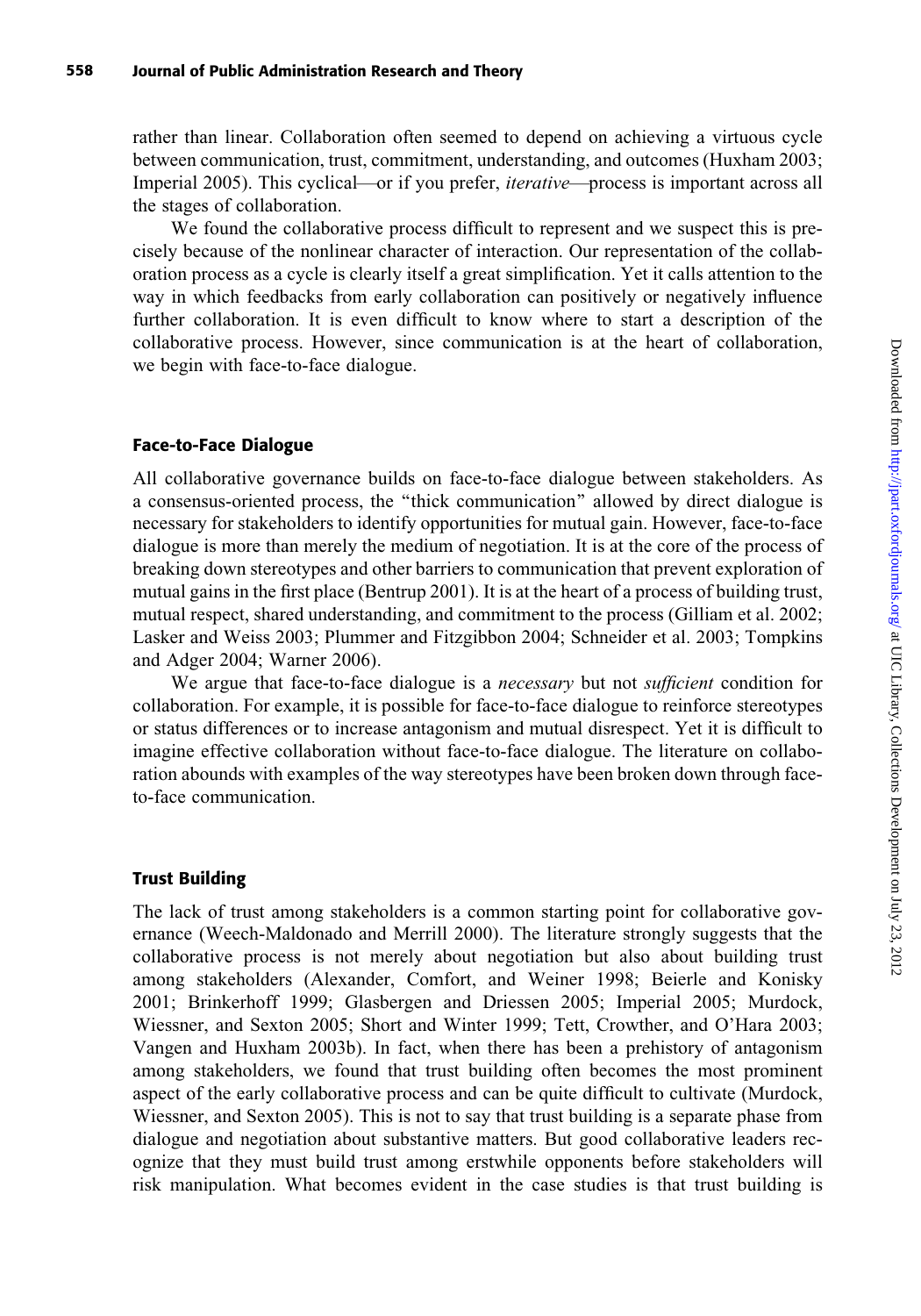rather than linear. Collaboration often seemed to depend on achieving a virtuous cycle between communication, trust, commitment, understanding, and outcomes (Huxham 2003; Imperial 2005). This cyclical—or if you prefer, *iterative*—process is important across all the stages of collaboration.

We found the collaborative process difficult to represent and we suspect this is precisely because of the nonlinear character of interaction. Our representation of the collaboration process as a cycle is clearly itself a great simplification. Yet it calls attention to the way in which feedbacks from early collaboration can positively or negatively influence further collaboration. It is even difficult to know where to start a description of the collaborative process. However, since communication is at the heart of collaboration, we begin with face-to-face dialogue.

### Face-to-Face Dialogue

All collaborative governance builds on face-to-face dialogue between stakeholders. As a consensus-oriented process, the "thick communication" allowed by direct dialogue is necessary for stakeholders to identify opportunities for mutual gain. However, face-to-face dialogue is more than merely the medium of negotiation. It is at the core of the process of breaking down stereotypes and other barriers to communication that prevent exploration of mutual gains in the first place (Bentrup 2001). It is at the heart of a process of building trust, mutual respect, shared understanding, and commitment to the process (Gilliam et al. 2002; Lasker and Weiss 2003; Plummer and Fitzgibbon 2004; Schneider et al. 2003; Tompkins and Adger 2004; Warner 2006).

We argue that face-to-face dialogue is a *necessary* but not *sufficient* condition for collaboration. For example, it is possible for face-to-face dialogue to reinforce stereotypes or status differences or to increase antagonism and mutual disrespect. Yet it is difficult to imagine effective collaboration without face-to-face dialogue. The literature on collaboration abounds with examples of the way stereotypes have been broken down through face-to-face communication.

### Trust Building

The lack of trust among stakeholders is a common starting point for collaborative governance (Weech-Maldonado and Merrill 2000). The literature strongly suggests that the collaborative process is not merely about negotiation but also about building trust among stakeholders (Alexander, Comfort, and Weiner 1998; Beierle and Konisky 2001; Brinkerhoff 1999; Glasbergen and Driessen 2005; Imperial 2005; Murdock, Wiessner, and Sexton 2005; Short and Winter 1999; Tett, Crowther, and O'Hara 2003; Vangen and Huxham 2003b). In fact, when there has been a prehistory of antagonism among stakeholders, we found that trust building often becomes the most prominent aspect of the early collaborative process and can be quite difficult to cultivate (Murdock, Wiessner, and Sexton 2005). This is not to say that trust building is a separate phase from dialogue and negotiation about substantive matters. But good collaborative leaders recognize that they must build trust among erstwhile opponents before stakeholders will risk manipulation. What becomes evident in the case studies is that trust building is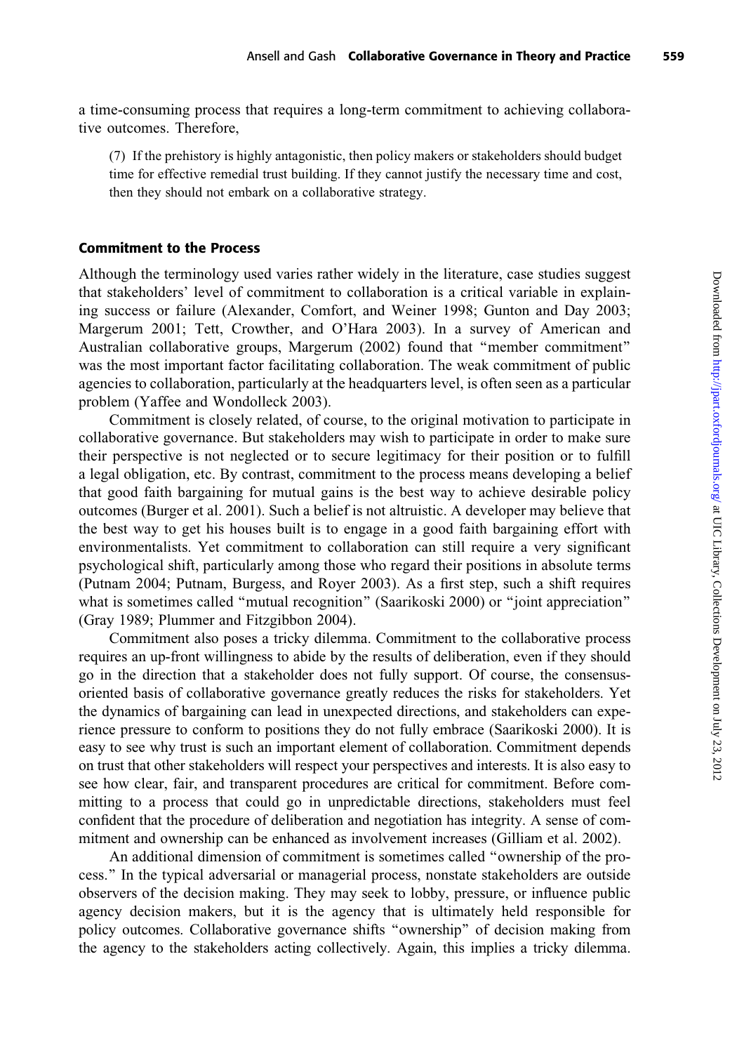a time-consuming process that requires a long-term commitment to achieving collaborative outcomes. Therefore,

> (7) If the prehistory is highly antagonistic, then policy makers or stakeholders should budget time for effective remedial trust building. If they cannot justify the necessary time and cost, then they should not embark on a collaborative strategy.

### Commitment to the Process

Although the terminology used varies rather widely in the literature, case studies suggest that stakeholders' level of commitment to collaboration is a critical variable in explaining success or failure (Alexander, Comfort, and Weiner 1998; Gunton and Day 2003; Margerum 2001; Tett, Crowther, and O'Hara 2003). In a survey of American and Australian collaborative groups, Margerum (2002) found that "member commitment" was the most important factor facilitating collaboration. The weak commitment of public agencies to collaboration, particularly at the headquarters level, is often seen as a particular problem (Yaffee and Wondolleck 2003).

Commitment is closely related, of course, to the original motivation to participate in collaborative governance. But stakeholders may wish to participate in order to make sure their perspective is not neglected or to secure legitimacy for their position or to fulfill a legal obligation, etc. By contrast, commitment to the process means developing a belief that good faith bargaining for mutual gains is the best way to achieve desirable policy outcomes (Burger et al. 2001). Such a belief is not altruistic. A developer may believe that the best way to get his houses built is to engage in a good faith bargaining effort with environmentalists. Yet commitment to collaboration can still require a very significant psychological shift, particularly among those who regard their positions in absolute terms (Putnam 2004; Putnam, Burgess, and Royer 2003). As a first step, such a shift requires what is sometimes called "mutual recognition" (Saarikoski 2000) or "joint appreciation" (Gray 1989; Plummer and Fitzgibbon 2004).

Commitment also poses a tricky dilemma. Commitment to the collaborative process requires an up-front willingness to abide by the results of deliberation, even if they should go in the direction that a stakeholder does not fully support. Of course, the consensus-oriented basis of collaborative governance greatly reduces the risks for stakeholders. Yet the dynamics of bargaining can lead in unexpected directions, and stakeholders can experience pressure to conform to positions they do not fully embrace (Saarikoski 2000). It is easy to see why trust is such an important element of collaboration. Commitment depends on trust that other stakeholders will respect your perspectives and interests. It is also easy to see how clear, fair, and transparent procedures are critical for commitment. Before committing to a process that could go in unpredictable directions, stakeholders must feel confident that the procedure of deliberation and negotiation has integrity. A sense of commitment and ownership can be enhanced as involvement increases (Gilliam et al. 2002).

An additional dimension of commitment is sometimes called "ownership of the process." In the typical adversarial or managerial process, nonstate stakeholders are outside observers of the decision making. They may seek to lobby, pressure, or influence public agency decision makers, but it is the agency that is ultimately held responsible for policy outcomes. Collaborative governance shifts "ownership" of decision making from the agency to the stakeholders acting collectively. Again, this implies a tricky dilemma.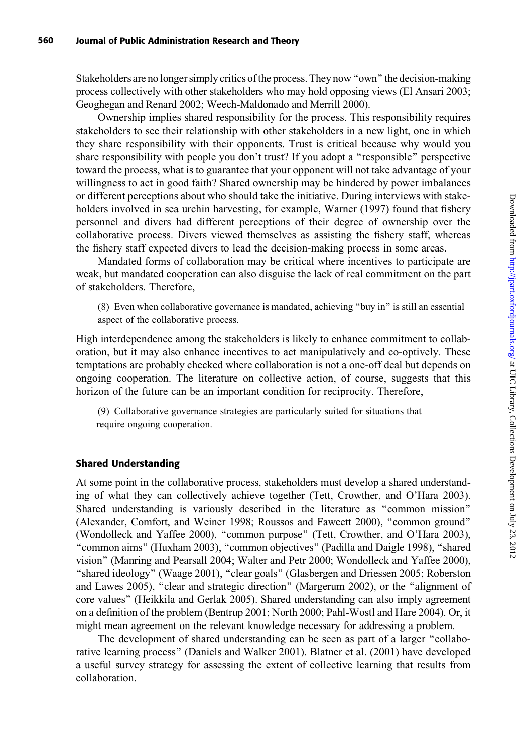Stakeholders are no longer simply critics of the process. They now "own" the decision-making process collectively with other stakeholders who may hold opposing views (El Ansari 2003; Geoghegan and Renard 2002; Weech-Maldonado and Merrill 2000).

Ownership implies shared responsibility for the process. This responsibility requires stakeholders to see their relationship with other stakeholders in a new light, one in which they share responsibility with their opponents. Trust is critical because why would you share responsibility with people you don't trust? If you adopt a "responsible" perspective toward the process, what is to guarantee that your opponent will not take advantage of your willingness to act in good faith? Shared ownership may be hindered by power imbalances or different perceptions about who should take the initiative. During interviews with stakeholders involved in sea urchin harvesting, for example, Warner (1997) found that fishery personnel and divers had different perceptions of their degree of ownership over the collaborative process. Divers viewed themselves as assisting the fishery staff, whereas the fishery staff expected divers to lead the decision-making process in some areas.

Mandated forms of collaboration may be critical where incentives to participate are weak, but mandated cooperation can also disguise the lack of real commitment on the part of stakeholders. Therefore,

> (8) Even when collaborative governance is mandated, achieving "buy in" is still an essential aspect of the collaborative process.

High interdependence among the stakeholders is likely to enhance commitment to collaboration, but it may also enhance incentives to act manipulatively and co-optively. These temptations are probably checked where collaboration is not a one-off deal but depends on ongoing cooperation. The literature on collective action, of course, suggests that this horizon of the future can be an important condition for reciprocity. Therefore,

> (9) Collaborative governance strategies are particularly suited for situations that require ongoing cooperation.

### Shared Understanding

At some point in the collaborative process, stakeholders must develop a shared understanding of what they can collectively achieve together (Tett, Crowther, and O'Hara 2003). Shared understanding is variously described in the literature as "common mission" (Alexander, Comfort, and Weiner 1998; Roussos and Fawcett 2000), "common ground" (Wondolleck and Yaffee 2000), "common purpose" (Tett, Crowther, and O'Hara 2003), "common aims" (Huxham 2003), "common objectives" (Padilla and Daigle 1998), "shared vision" (Manring and Pearsall 2004; Walter and Petr 2000; Wondolleck and Yaffee 2000), "shared ideology" (Waage 2001), "clear goals" (Glasbergen and Driessen 2005; Roberston and Lawes 2005), "clear and strategic direction" (Margerum 2002), or the "alignment of core values" (Heikkila and Gerlak 2005). Shared understanding can also imply agreement on a definition of the problem (Bentrup 2001; North 2000; Pahl-Wostl and Hare 2004). Or, it might mean agreement on the relevant knowledge necessary for addressing a problem.

The development of shared understanding can be seen as part of a larger "collaborative learning process" (Daniels and Walker 2001). Blatner et al. (2001) have developed a useful survey strategy for assessing the extent of collective learning that results from collaboration.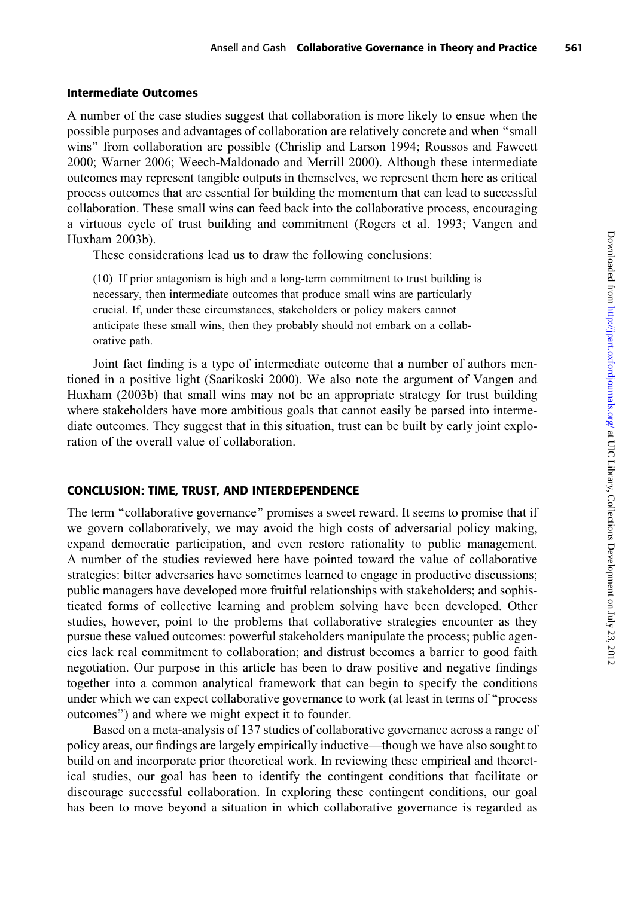### Intermediate Outcomes

A number of the case studies suggest that collaboration is more likely to ensue when the possible purposes and advantages of collaboration are relatively concrete and when "small wins" from collaboration are possible (Chrislip and Larson 1994; Roussos and Fawcett 2000; Warner 2006; Weech-Maldonado and Merrill 2000). Although these intermediate outcomes may represent tangible outputs in themselves, we represent them here as critical process outcomes that are essential for building the momentum that can lead to successful collaboration. These small wins can feed back into the collaborative process, encouraging a virtuous cycle of trust building and commitment (Rogers et al. 1993; Vangen and Huxham 2003b).

These considerations lead us to draw the following conclusions:

> (10) If prior antagonism is high and a long-term commitment to trust building is necessary, then intermediate outcomes that produce small wins are particularly crucial. If, under these circumstances, stakeholders or policy makers cannot anticipate these small wins, then they probably should not embark on a collaborative path.

Joint fact finding is a type of intermediate outcome that a number of authors mentioned in a positive light (Saarikoski 2000). We also note the argument of Vangen and Huxham (2003b) that small wins may not be an appropriate strategy for trust building where stakeholders have more ambitious goals that cannot easily be parsed into intermediate outcomes. They suggest that in this situation, trust can be built by early joint exploration of the overall value of collaboration.

## CONCLUSION: TIME, TRUST, AND INTERDEPENDENCE

The term "collaborative governance" promises a sweet reward. It seems to promise that if we govern collaboratively, we may avoid the high costs of adversarial policy making, expand democratic participation, and even restore rationality to public management. A number of the studies reviewed here have pointed toward the value of collaborative strategies: bitter adversaries have sometimes learned to engage in productive discussions; public managers have developed more fruitful relationships with stakeholders; and sophisticated forms of collective learning and problem solving have been developed. Other studies, however, point to the problems that collaborative strategies encounter as they pursue these valued outcomes: powerful stakeholders manipulate the process; public agencies lack real commitment to collaboration; and distrust becomes a barrier to good faith negotiation. Our purpose in this article has been to draw positive and negative findings together into a common analytical framework that can begin to specify the conditions under which we can expect collaborative governance to work (at least in terms of "process outcomes") and where we might expect it to founder.

Based on a meta-analysis of 137 studies of collaborative governance across a range of policy areas, our findings are largely empirically inductive—though we have also sought to build on and incorporate prior theoretical work. In reviewing these empirical and theoretical studies, our goal has been to identify the contingent conditions that facilitate or discourage successful collaboration. In exploring these contingent conditions, our goal has been to move beyond a situation in which collaborative governance is regarded as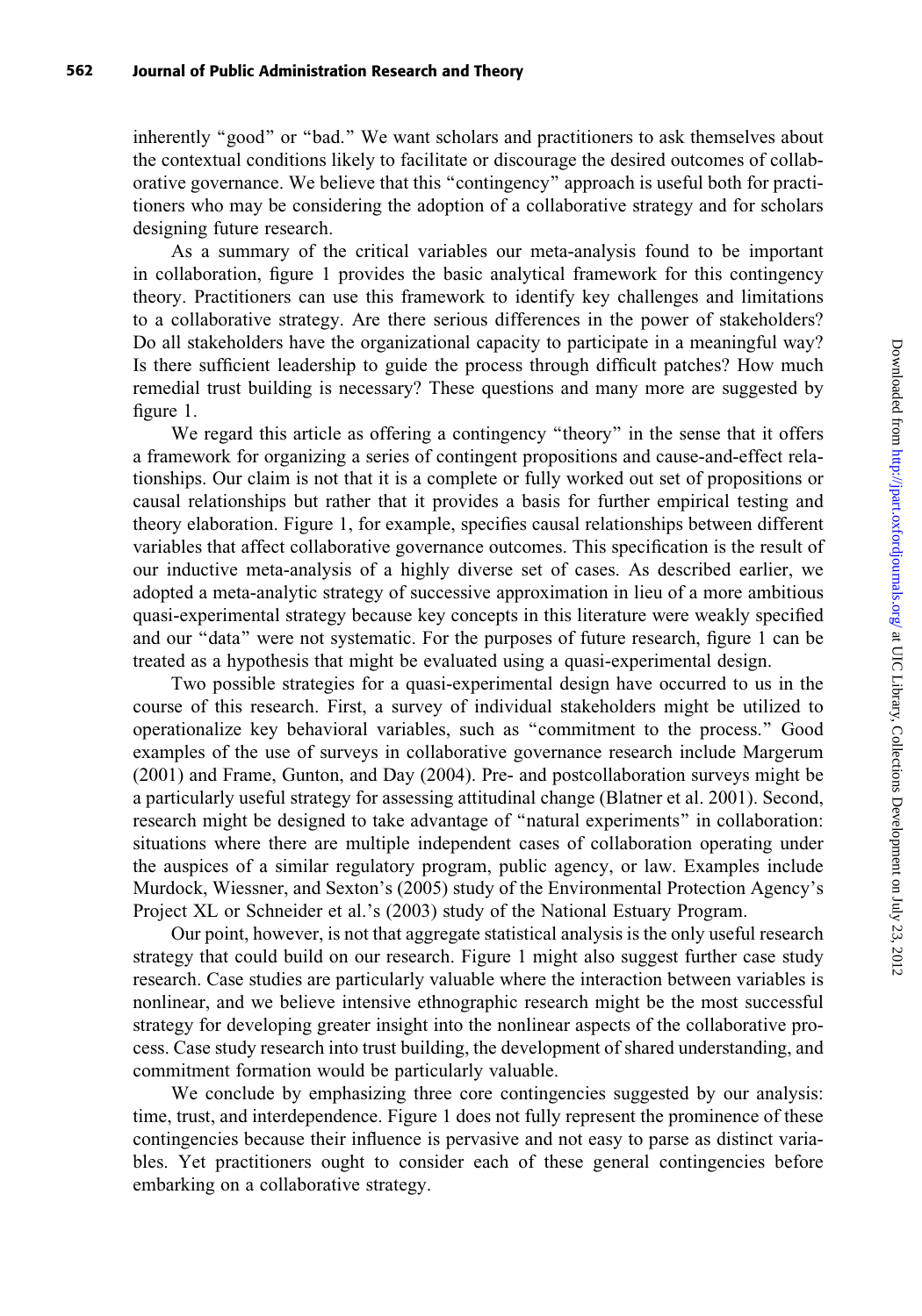inherently "good" or "bad." We want scholars and practitioners to ask themselves about the contextual conditions likely to facilitate or discourage the desired outcomes of collaborative governance. We believe that this "contingency" approach is useful both for practitioners who may be considering the adoption of a collaborative strategy and for scholars designing future research.

As a summary of the critical variables our meta-analysis found to be important in collaboration, figure 1 provides the basic analytical framework for this contingency theory. Practitioners can use this framework to identify key challenges and limitations to a collaborative strategy. Are there serious differences in the power of stakeholders? Do all stakeholders have the organizational capacity to participate in a meaningful way? Is there sufficient leadership to guide the process through difficult patches? How much remedial trust building is necessary? These questions and many more are suggested by figure 1.

We regard this article as offering a contingency "theory" in the sense that it offers a framework for organizing a series of contingent propositions and cause-and-effect relationships. Our claim is not that it is a complete or fully worked out set of propositions or causal relationships but rather that it provides a basis for further empirical testing and theory elaboration. Figure 1, for example, specifies causal relationships between different variables that affect collaborative governance outcomes. This specification is the result of our inductive meta-analysis of a highly diverse set of cases. As described earlier, we adopted a meta-analytic strategy of successive approximation in lieu of a more ambitious quasi-experimental strategy because key concepts in this literature were weakly specified and our "data" were not systematic. For the purposes of future research, figure 1 can be treated as a hypothesis that might be evaluated using a quasi-experimental design.

Two possible strategies for a quasi-experimental design have occurred to us in the course of this research. First, a survey of individual stakeholders might be utilized to operationalize key behavioral variables, such as "commitment to the process." Good examples of the use of surveys in collaborative governance research include Margerum (2001) and Frame, Gunton, and Day (2004). Pre- and postcollaboration surveys might be a particularly useful strategy for assessing attitudinal change (Blatner et al. 2001). Second, research might be designed to take advantage of "natural experiments" in collaboration: situations where there are multiple independent cases of collaboration operating under the auspices of a similar regulatory program, public agency, or law. Examples include Murdock, Wiessner, and Sexton's (2005) study of the Environmental Protection Agency's Project XL or Schneider et al.'s (2003) study of the National Estuary Program.

Our point, however, is not that aggregate statistical analysis is the only useful research strategy that could build on our research. Figure 1 might also suggest further case study research. Case studies are particularly valuable where the interaction between variables is nonlinear, and we believe intensive ethnographic research might be the most successful strategy for developing greater insight into the nonlinear aspects of the collaborative process. Case study research into trust building, the development of shared understanding, and commitment formation would be particularly valuable.

We conclude by emphasizing three core contingencies suggested by our analysis: time, trust, and interdependence. Figure 1 does not fully represent the prominence of these contingencies because their influence is pervasive and not easy to parse as distinct variables. Yet practitioners ought to consider each of these general contingencies before embarking on a collaborative strategy.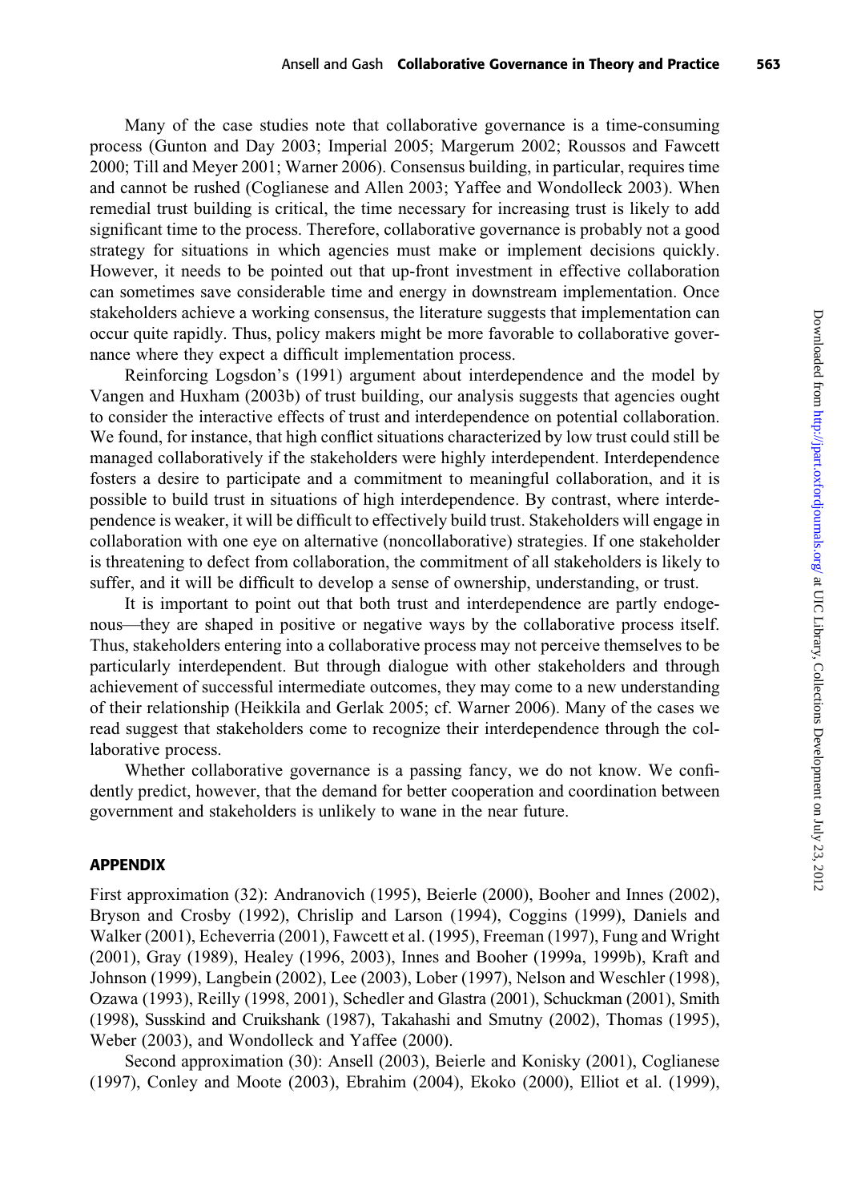Many of the case studies note that collaborative governance is a time-consuming process (Gunton and Day 2003; Imperial 2005; Margerum 2002; Roussos and Fawcett 2000; Till and Meyer 2001; Warner 2006). Consensus building, in particular, requires time and cannot be rushed (Coglianese and Allen 2003; Yaffee and Wondolleck 2003). When remedial trust building is critical, the time necessary for increasing trust is likely to add significant time to the process. Therefore, collaborative governance is probably not a good strategy for situations in which agencies must make or implement decisions quickly. However, it needs to be pointed out that up-front investment in effective collaboration can sometimes save considerable time and energy in downstream implementation. Once stakeholders achieve a working consensus, the literature suggests that implementation can occur quite rapidly. Thus, policy makers might be more favorable to collaborative governance where they expect a difficult implementation process.

Reinforcing Logsdon's (1991) argument about interdependence and the model by Vangen and Huxham (2003b) of trust building, our analysis suggests that agencies ought to consider the interactive effects of trust and interdependence on potential collaboration. We found, for instance, that high conflict situations characterized by low trust could still be managed collaboratively if the stakeholders were highly interdependent. Interdependence fosters a desire to participate and a commitment to meaningful collaboration, and it is possible to build trust in situations of high interdependence. By contrast, where interdependence is weaker, it will be difficult to effectively build trust. Stakeholders will engage in collaboration with one eye on alternative (noncollaborative) strategies. If one stakeholder is threatening to defect from collaboration, the commitment of all stakeholders is likely to suffer, and it will be difficult to develop a sense of ownership, understanding, or trust.

It is important to point out that both trust and interdependence are partly endogenous—they are shaped in positive or negative ways by the collaborative process itself. Thus, stakeholders entering into a collaborative process may not perceive themselves to be particularly interdependent. But through dialogue with other stakeholders and through achievement of successful intermediate outcomes, they may come to a new understanding of their relationship (Heikkila and Gerlak 2005; cf. Warner 2006). Many of the cases we read suggest that stakeholders come to recognize their interdependence through the collaborative process.

Whether collaborative governance is a passing fancy, we do not know. We confidently predict, however, that the demand for better cooperation and coordination between government and stakeholders is unlikely to wane in the near future.

## APPENDIX

First approximation (32): Andranovich (1995), Beierle (2000), Booher and Innes (2002), Bryson and Crosby (1992), Chrislip and Larson (1994), Coggins (1999), Daniels and Walker (2001), Echeverria (2001), Fawcett et al. (1995), Freeman (1997), Fung and Wright (2001), Gray (1989), Healey (1996, 2003), Innes and Booher (1999a, 1999b), Kraft and Johnson (1999), Langbein (2002), Lee (2003), Lober (1997), Nelson and Weschler (1998), Ozawa (1993), Reilly (1998, 2001), Schedler and Glastra (2001), Schuckman (2001), Smith (1998), Susskind and Cruikshank (1987), Takahashi and Smutny (2002), Thomas (1995), Weber (2003), and Wondolleck and Yaffee (2000).

Second approximation (30): Ansell (2003), Beierle and Konisky (2001), Coglianese (1997), Conley and Moote (2003), Ebrahim (2004), Ekoko (2000), Elliot et al. (1999),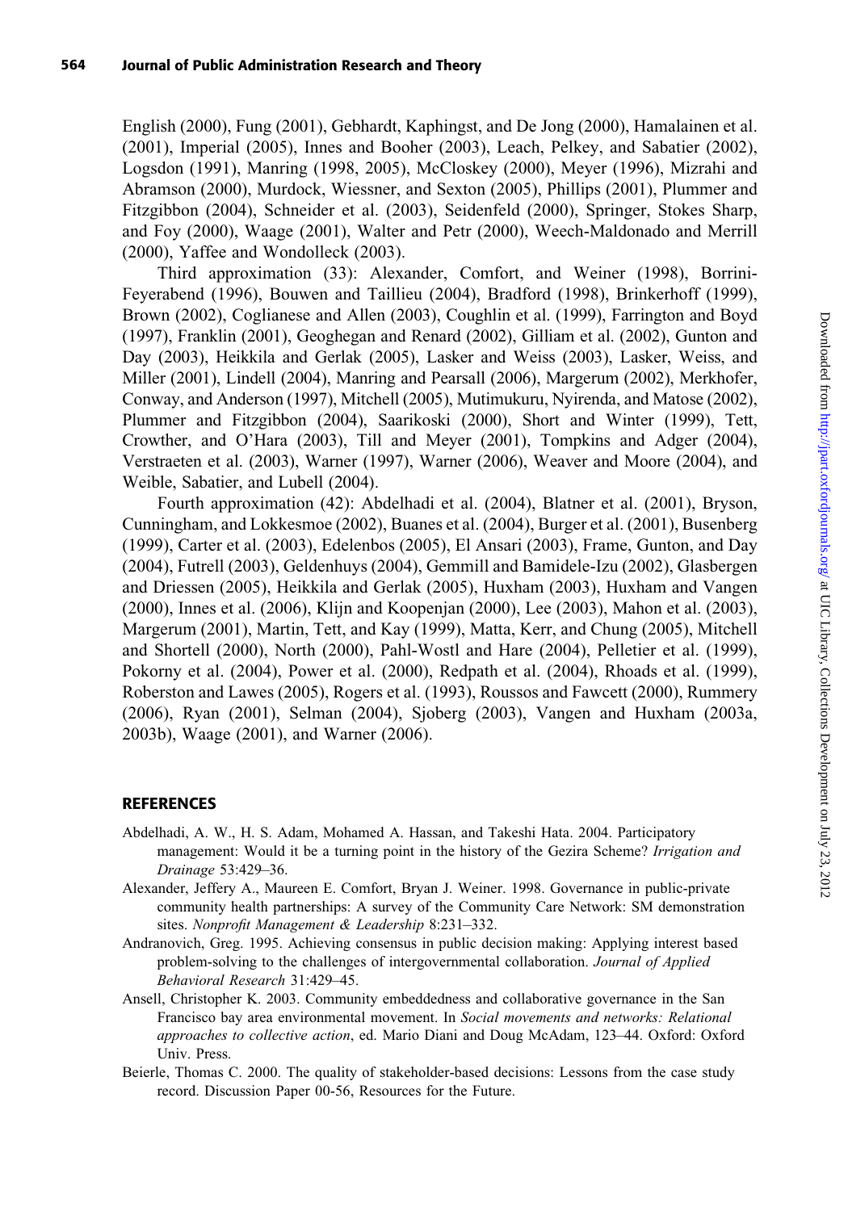English (2000), Fung (2001), Gebhardt, Kaphingst, and De Jong (2000), Hamalainen et al. (2001), Imperial (2005), Innes and Booher (2003), Leach, Pelkey, and Sabatier (2002), Logsdon (1991), Manring (1998, 2005), McCloskey (2000), Meyer (1996), Mizrahi and Abramson (2000), Murdock, Wiessner, and Sexton (2005), Phillips (2001), Plummer and Fitzgibbon (2004), Schneider et al. (2003), Seidenfeld (2000), Springer, Stokes Sharp, and Foy (2000), Waage (2001), Walter and Petr (2000), Weech-Maldonado and Merrill (2000), Yaffee and Wondolleck (2003).

Third approximation (33): Alexander, Comfort, and Weiner (1998), Borrini-Feyerabend (1996), Bouwen and Taillieu (2004), Bradford (1998), Brinkerhoff (1999), Brown (2002), Coglianese and Allen (2003), Coughlin et al. (1999), Farrington and Boyd (1997), Franklin (2001), Geoghegan and Renard (2002), Gilliam et al. (2002), Gunton and Day (2003), Heikkila and Gerlak (2005), Lasker and Weiss (2003), Lasker, Weiss, and Miller (2001), Lindell (2004), Manring and Pearsall (2006), Margerum (2002), Merkhofer, Conway, and Anderson (1997), Mitchell (2005), Mutimukuru, Nyirenda, and Matose (2002), Plummer and Fitzgibbon (2004), Saarikoski (2000), Short and Winter (1999), Tett, Crowther, and O'Hara (2003), Till and Meyer (2001), Tompkins and Adger (2004), Verstraeten et al. (2003), Warner (1997), Warner (2006), Weaver and Moore (2004), and Weible, Sabatier, and Lubell (2004).

Fourth approximation (42): Abdelhadi et al. (2004), Blatner et al. (2001), Bryson, Cunningham, and Lokkesmoe (2002), Buanes et al. (2004), Burger et al. (2001), Busenberg (1999), Carter et al. (2003), Edelenbos (2005), El Ansari (2003), Frame, Gunton, and Day (2004), Futrell (2003), Geldenhuys (2004), Gemmill and Bamidele-Izu (2002), Glasbergen and Driessen (2005), Heikkila and Gerlak (2005), Huxham (2003), Huxham and Vangen (2000), Innes et al. (2006), Klijn and Koopenjan (2000), Lee (2003), Mahon et al. (2003), Margerum (2001), Martin, Tett, and Kay (1999), Matta, Kerr, and Chung (2005), Mitchell and Shortell (2000), North (2000), Pahl-Wostl and Hare (2004), Pelletier et al. (1999), Pokorny et al. (2004), Power et al. (2000), Redpath et al. (2004), Rhoads et al. (1999), Roberston and Lawes (2005), Rogers et al. (1993), Roussos and Fawcett (2000), Rummery (2006), Ryan (2001), Selman (2004), Sjoberg (2003), Vangen and Huxham (2003a, 2003b), Waage (2001), and Warner (2006).

## REFERENCES

Abdelhadi, A. W., H. S. Adam, Mohamed A. Hassan, and Takeshi Hata. 2004. Participatory management: Would it be a turning point in the history of the Gezira Scheme? *Irrigation and Drainage* 53:429–36.

Alexander, Jeffery A., Maureen E. Comfort, Bryan J. Weiner. 1998. Governance in public-private community health partnerships: A survey of the Community Care Network: SM demonstration sites. *Nonprofit Management & Leadership* 8:231–332.

Andranovich, Greg. 1995. Achieving consensus in public decision making: Applying interest based problem-solving to the challenges of intergovernmental collaboration. *Journal of Applied Behavioral Research* 31:429–45.

Ansell, Christopher K. 2003. Community embeddedness and collaborative governance in the San Francisco bay area environmental movement. In *Social movements and networks: Relational approaches to collective action*, ed. Mario Diani and Doug McAdam, 123–44. Oxford: Oxford Univ. Press.

Beierle, Thomas C. 2000. The quality of stakeholder-based decisions: Lessons from the case study record. Discussion Paper 00-56, Resources for the Future.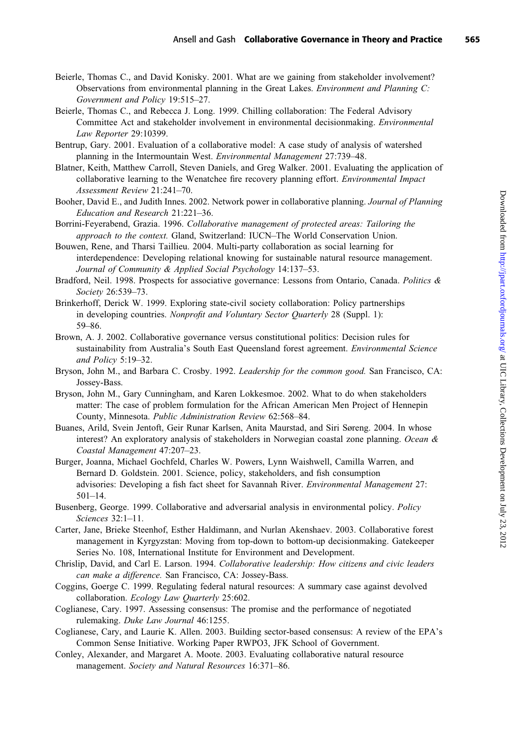Beierle, Thomas C., and David Konisky. 2001. What are we gaining from stakeholder involvement? Observations from environmental planning in the Great Lakes. *Environment and Planning C: Government and Policy* 19:515–27.

Beierle, Thomas C., and Rebecca J. Long. 1999. Chilling collaboration: The Federal Advisory Committee Act and stakeholder involvement in environmental decisionmaking. *Environmental Law Reporter* 29:10399.

Bentrup, Gary. 2001. Evaluation of a collaborative model: A case study of analysis of watershed planning in the Intermountain West. *Environmental Management* 27:739–48.

Blatner, Keith, Matthew Carroll, Steven Daniels, and Greg Walker. 2001. Evaluating the application of collaborative learning to the Wenatchee fire recovery planning effort. *Environmental Impact Assessment Review* 21:241–70.

Booher, David E., and Judith Innes. 2002. Network power in collaborative planning. *Journal of Planning Education and Research* 21:221–36.

Borrini-Feyerabend, Grazia. 1996. *Collaborative management of protected areas: Tailoring the approach to the context.* Gland, Switzerland: IUCN–The World Conservation Union.

Bouwen, Rene, and Tharsi Taillieu. 2004. Multi-party collaboration as social learning for interdependence: Developing relational knowing for sustainable natural resource management. *Journal of Community & Applied Social Psychology* 14:137–53.

Bradford, Neil. 1998. Prospects for associative governance: Lessons from Ontario, Canada. *Politics & Society* 26:539–73.

Brinkerhoff, Derick W. 1999. Exploring state-civil society collaboration: Policy partnerships in developing countries. *Nonprofit and Voluntary Sector Quarterly* 28 (Suppl. 1): 59–86.

Brown, A. J. 2002. Collaborative governance versus constitutional politics: Decision rules for sustainability from Australia's South East Queensland forest agreement. *Environmental Science and Policy* 5:19–32.

Bryson, John M., and Barbara C. Crosby. 1992. *Leadership for the common good.* San Francisco, CA: Jossey-Bass.

Bryson, John M., Gary Cunningham, and Karen Lokkesmoe. 2002. What to do when stakeholders matter: The case of problem formulation for the African American Men Project of Hennepin County, Minnesota. *Public Administration Review* 62:568–84.

Buanes, Arild, Svein Jentoft, Geir Runar Karlsen, Anita Maurstad, and Siri Søreng. 2004. In whose interest? An exploratory analysis of stakeholders in Norwegian coastal zone planning. *Ocean & Coastal Management* 47:207–23.

Burger, Joanna, Michael Gochfeld, Charles W. Powers, Lynn Waishwell, Camilla Warren, and Bernard D. Goldstein. 2001. Science, policy, stakeholders, and fish consumption advisories: Developing a fish fact sheet for Savannah River. *Environmental Management* 27: 501–14.

Busenberg, George. 1999. Collaborative and adversarial analysis in environmental policy. *Policy Sciences* 32:1–11.

Carter, Jane, Brieke Steenhof, Esther Haldimann, and Nurlan Akenshaev. 2003. Collaborative forest management in Kyrgyzstan: Moving from top-down to bottom-up decisionmaking. Gatekeeper Series No. 108, International Institute for Environment and Development.

Chrislip, David, and Carl E. Larson. 1994. *Collaborative leadership: How citizens and civic leaders can make a difference.* San Francisco, CA: Jossey-Bass.

Coggins, Goerge C. 1999. Regulating federal natural resources: A summary case against devolved collaboration. *Ecology Law Quarterly* 25:602.

Coglianese, Cary. 1997. Assessing consensus: The promise and the performance of negotiated rulemaking. *Duke Law Journal* 46:1255.

Coglianese, Cary, and Laurie K. Allen. 2003. Building sector-based consensus: A review of the EPA's Common Sense Initiative. Working Paper RWPO3, JFK School of Government.

Conley, Alexander, and Margaret A. Moote. 2003. Evaluating collaborative natural resource management. *Society and Natural Resources* 16:371–86.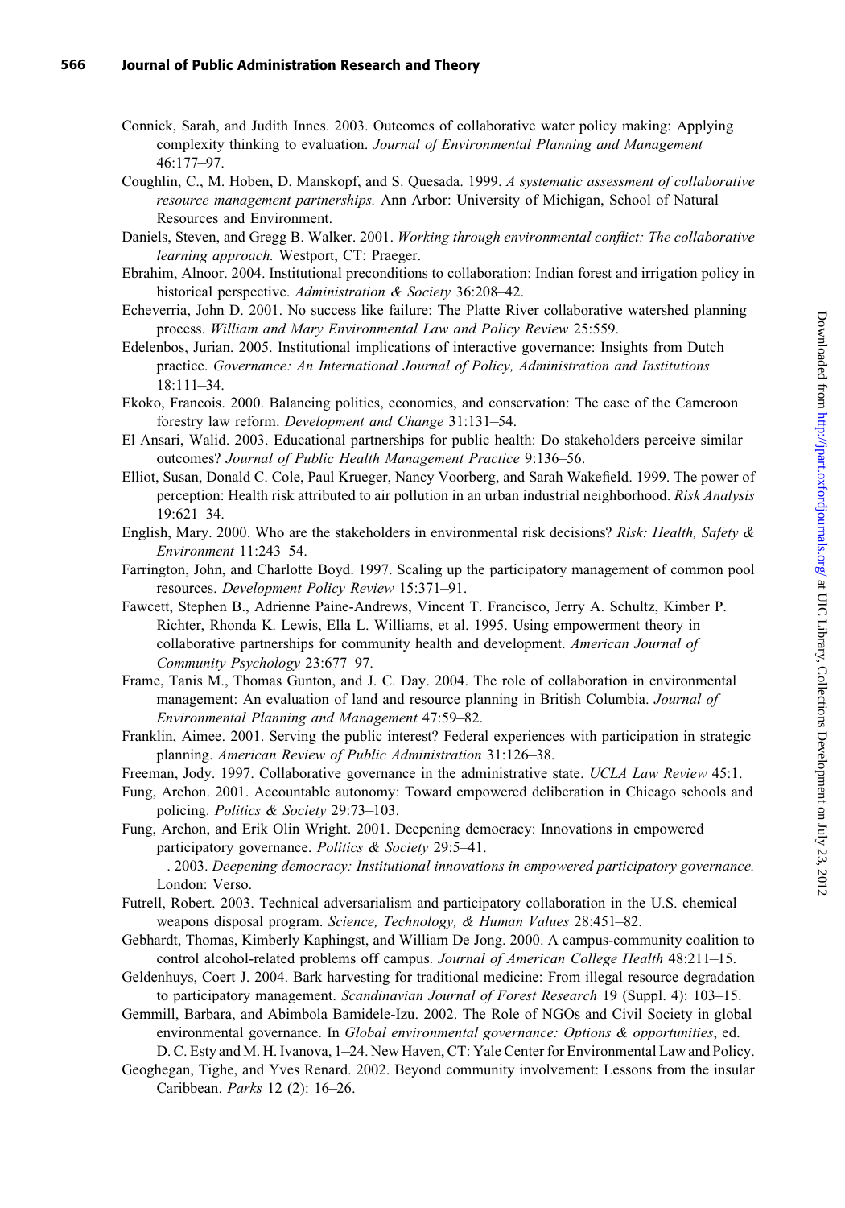Connick, Sarah, and Judith Innes. 2003. Outcomes of collaborative water policy making: Applying complexity thinking to evaluation. *Journal of Environmental Planning and Management* 46:177–97.

Coughlin, C., M. Hoben, D. Manskopf, and S. Quesada. 1999. *A systematic assessment of collaborative resource management partnerships.* Ann Arbor: University of Michigan, School of Natural Resources and Environment.

Daniels, Steven, and Gregg B. Walker. 2001. *Working through environmental conflict: The collaborative learning approach.* Westport, CT: Praeger.

Ebrahim, Alnoor. 2004. Institutional preconditions to collaboration: Indian forest and irrigation policy in historical perspective. *Administration & Society* 36:208–42.

Echeverria, John D. 2001. No success like failure: The Platte River collaborative watershed planning process. *William and Mary Environmental Law and Policy Review* 25:559.

Edelenbos, Jurian. 2005. Institutional implications of interactive governance: Insights from Dutch practice. *Governance: An International Journal of Policy, Administration and Institutions* 18:111–34.

Ekoko, Francois. 2000. Balancing politics, economics, and conservation: The case of the Cameroon forestry law reform. *Development and Change* 31:131–54.

El Ansari, Walid. 2003. Educational partnerships for public health: Do stakeholders perceive similar outcomes? *Journal of Public Health Management Practice* 9:136–56.

Elliot, Susan, Donald C. Cole, Paul Krueger, Nancy Voorberg, and Sarah Wakefield. 1999. The power of perception: Health risk attributed to air pollution in an urban industrial neighborhood. *Risk Analysis* 19:621–34.

English, Mary. 2000. Who are the stakeholders in environmental risk decisions? *Risk: Health, Safety & Environment* 11:243–54.

Farrington, John, and Charlotte Boyd. 1997. Scaling up the participatory management of common pool resources. *Development Policy Review* 15:371–91.

Fawcett, Stephen B., Adrienne Paine-Andrews, Vincent T. Francisco, Jerry A. Schultz, Kimber P. Richter, Rhonda K. Lewis, Ella L. Williams, et al. 1995. Using empowerment theory in collaborative partnerships for community health and development. *American Journal of Community Psychology* 23:677–97.

Frame, Tanis M., Thomas Gunton, and J. C. Day. 2004. The role of collaboration in environmental management: An evaluation of land and resource planning in British Columbia. *Journal of Environmental Planning and Management* 47:59–82.

Franklin, Aimee. 2001. Serving the public interest? Federal experiences with participation in strategic planning. *American Review of Public Administration* 31:126–38.

Freeman, Jody. 1997. Collaborative governance in the administrative state. *UCLA Law Review* 45:1.

Fung, Archon. 2001. Accountable autonomy: Toward empowered deliberation in Chicago schools and policing. *Politics & Society* 29:73–103.

Fung, Archon, and Erik Olin Wright. 2001. Deepening democracy: Innovations in empowered participatory governance. *Politics & Society* 29:5–41.

———. 2003. *Deepening democracy: Institutional innovations in empowered participatory governance.* London: Verso.

Futrell, Robert. 2003. Technical adversarialism and participatory collaboration in the U.S. chemical weapons disposal program. *Science, Technology, & Human Values* 28:451–82.

Gebhardt, Thomas, Kimberly Kaphingst, and William De Jong. 2000. A campus-community coalition to control alcohol-related problems off campus. *Journal of American College Health* 48:211–15.

Geldenhuys, Coert J. 2004. Bark harvesting for traditional medicine: From illegal resource degradation to participatory management. *Scandinavian Journal of Forest Research* 19 (Suppl. 4): 103–15.

Gemmill, Barbara, and Abimbola Bamidele-Izu. 2002. The Role of NGOs and Civil Society in global environmental governance. In *Global environmental governance: Options & opportunities*, ed. D. C. Esty and M. H. Ivanova, 1–24. New Haven, CT: Yale Center for Environmental Law and Policy.

Geoghegan, Tighe, and Yves Renard. 2002. Beyond community involvement: Lessons from the insular Caribbean. *Parks* 12 (2): 16–26.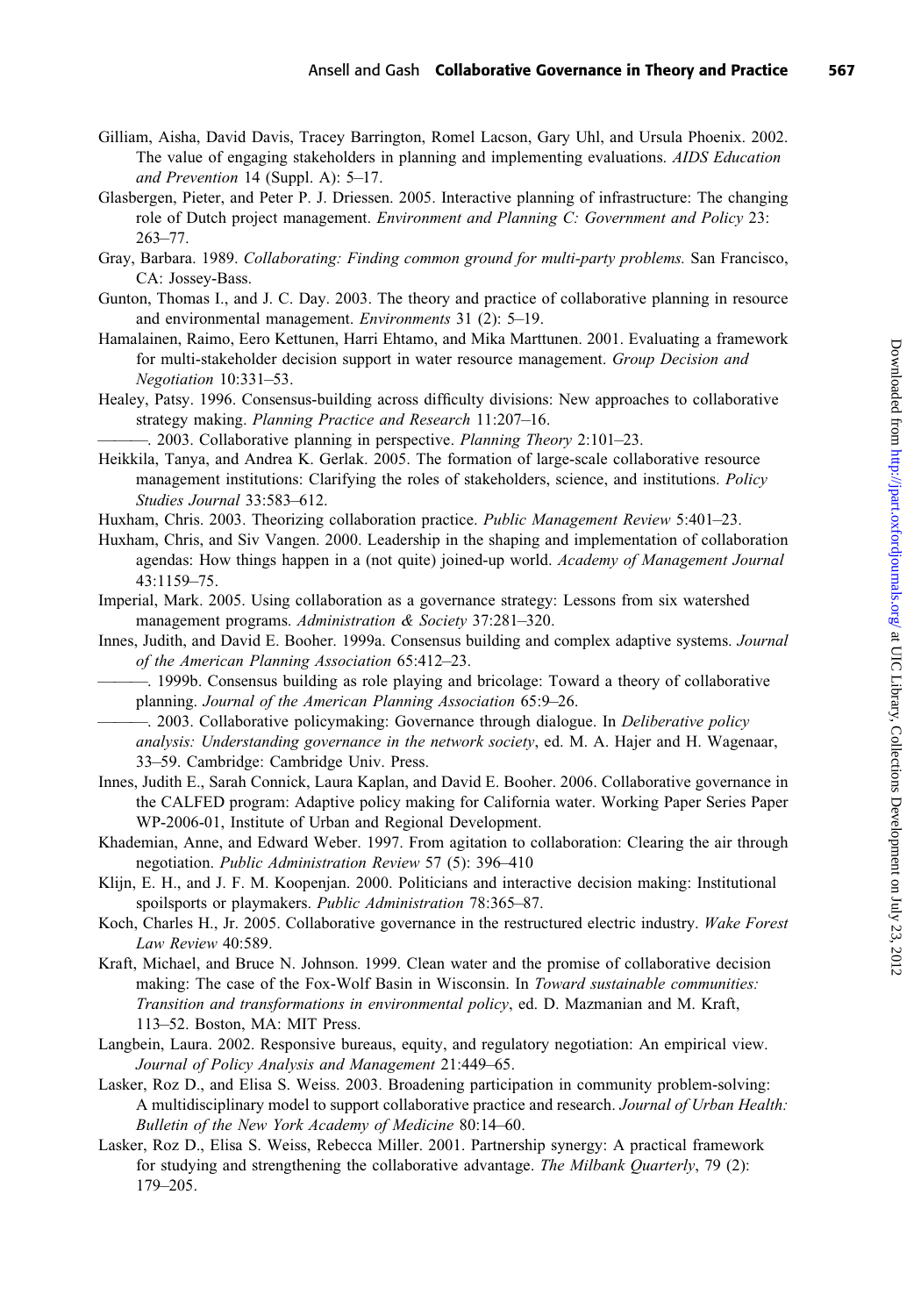Gilliam, Aisha, David Davis, Tracey Barrington, Romel Lacson, Gary Uhl, and Ursula Phoenix. 2002. The value of engaging stakeholders in planning and implementing evaluations. *AIDS Education and Prevention* 14 (Suppl. A): 5–17.

Glasbergen, Pieter, and Peter P. J. Driessen. 2005. Interactive planning of infrastructure: The changing role of Dutch project management. *Environment and Planning C: Government and Policy* 23: 263–77.

Gray, Barbara. 1989. *Collaborating: Finding common ground for multi-party problems.* San Francisco, CA: Jossey-Bass.

Gunton, Thomas I., and J. C. Day. 2003. The theory and practice of collaborative planning in resource and environmental management. *Environments* 31 (2): 5–19.

Hamalainen, Raimo, Eero Kettunen, Harri Ehtamo, and Mika Marttunen. 2001. Evaluating a framework for multi-stakeholder decision support in water resource management. *Group Decision and Negotiation* 10:331–53.

Healey, Patsy. 1996. Consensus-building across difficulty divisions: New approaches to collaborative strategy making. *Planning Practice and Research* 11:207–16.

———. 2003. Collaborative planning in perspective. *Planning Theory* 2:101–23.

Heikkila, Tanya, and Andrea K. Gerlak. 2005. The formation of large-scale collaborative resource management institutions: Clarifying the roles of stakeholders, science, and institutions. *Policy Studies Journal* 33:583–612.

Huxham, Chris. 2003. Theorizing collaboration practice. *Public Management Review* 5:401–23.

Huxham, Chris, and Siv Vangen. 2000. Leadership in the shaping and implementation of collaboration agendas: How things happen in a (not quite) joined-up world. *Academy of Management Journal* 43:1159–75.

Imperial, Mark. 2005. Using collaboration as a governance strategy: Lessons from six watershed management programs. *Administration & Society* 37:281–320.

Innes, Judith, and David E. Booher. 1999a. Consensus building and complex adaptive systems. *Journal of the American Planning Association* 65:412–23.

———. 1999b. Consensus building as role playing and bricolage: Toward a theory of collaborative planning. *Journal of the American Planning Association* 65:9–26.

———. 2003. Collaborative policymaking: Governance through dialogue. In *Deliberative policy analysis: Understanding governance in the network society*, ed. M. A. Hajer and H. Wagenaar, 33–59. Cambridge: Cambridge Univ. Press.

Innes, Judith E., Sarah Connick, Laura Kaplan, and David E. Booher. 2006. Collaborative governance in the CALFED program: Adaptive policy making for California water. Working Paper Series Paper WP-2006-01, Institute of Urban and Regional Development.

Khademian, Anne, and Edward Weber. 1997. From agitation to collaboration: Clearing the air through negotiation. *Public Administration Review* 57 (5): 396–410

Klijn, E. H., and J. F. M. Koopenjan. 2000. Politicians and interactive decision making: Institutional spoilsports or playmakers. *Public Administration* 78:365–87.

Koch, Charles H., Jr. 2005. Collaborative governance in the restructured electric industry. *Wake Forest Law Review* 40:589.

Kraft, Michael, and Bruce N. Johnson. 1999. Clean water and the promise of collaborative decision making: The case of the Fox-Wolf Basin in Wisconsin. In *Toward sustainable communities: Transition and transformations in environmental policy*, ed. D. Mazmanian and M. Kraft, 113–52. Boston, MA: MIT Press.

Langbein, Laura. 2002. Responsive bureaus, equity, and regulatory negotiation: An empirical view. *Journal of Policy Analysis and Management* 21:449–65.

Lasker, Roz D., and Elisa S. Weiss. 2003. Broadening participation in community problem-solving: A multidisciplinary model to support collaborative practice and research. *Journal of Urban Health: Bulletin of the New York Academy of Medicine* 80:14–60.

Lasker, Roz D., Elisa S. Weiss, Rebecca Miller. 2001. Partnership synergy: A practical framework for studying and strengthening the collaborative advantage. *The Milbank Quarterly*, 79 (2): 179–205.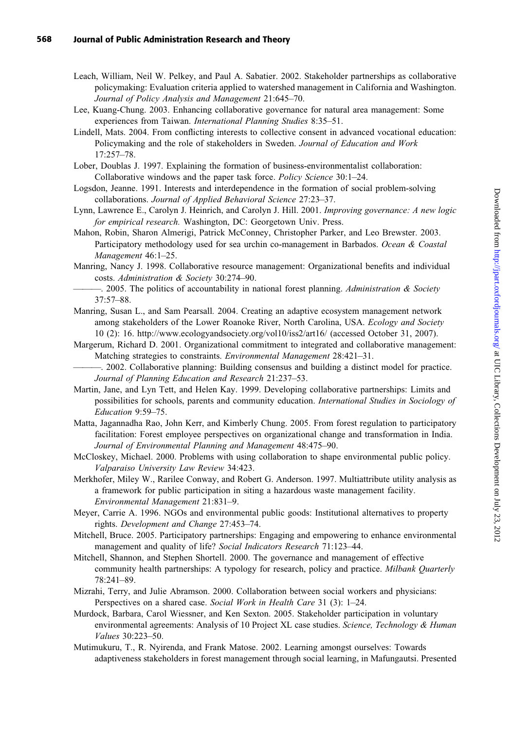Leach, William, Neil W. Pelkey, and Paul A. Sabatier. 2002. Stakeholder partnerships as collaborative policymaking: Evaluation criteria applied to watershed management in California and Washington. *Journal of Policy Analysis and Management* 21:645–70.

Lee, Kuang-Chung. 2003. Enhancing collaborative governance for natural area management: Some experiences from Taiwan. *International Planning Studies* 8:35–51.

Lindell, Mats. 2004. From conflicting interests to collective consent in advanced vocational education: Policymaking and the role of stakeholders in Sweden. *Journal of Education and Work* 17:257–78.

Lober, Doublas J. 1997. Explaining the formation of business-environmentalist collaboration: Collaborative windows and the paper task force. *Policy Science* 30:1–24.

Logsdon, Jeanne. 1991. Interests and interdependence in the formation of social problem-solving collaborations. *Journal of Applied Behavioral Science* 27:23–37.

Lynn, Lawrence E., Carolyn J. Heinrich, and Carolyn J. Hill. 2001. *Improving governance: A new logic for empirical research.* Washington, DC: Georgetown Univ. Press.

Mahon, Robin, Sharon Almerigi, Patrick McConney, Christopher Parker, and Leo Brewster. 2003. Participatory methodology used for sea urchin co-management in Barbados. *Ocean & Coastal Management* 46:1–25.

Manring, Nancy J. 1998. Collaborative resource management: Organizational benefits and individual costs. *Administration & Society* 30:274–90.

———. 2005. The politics of accountability in national forest planning. *Administration & Society* 37:57–88.

Manring, Susan L., and Sam Pearsall. 2004. Creating an adaptive ecosystem management network among stakeholders of the Lower Roanoke River, North Carolina, USA. *Ecology and Society* 10 (2): 16. http://www.ecologyandsociety.org/vol10/iss2/art16/ (accessed October 31, 2007).

Margerum, Richard D. 2001. Organizational commitment to integrated and collaborative management: Matching strategies to constraints. *Environmental Management* 28:421–31.

———. 2002. Collaborative planning: Building consensus and building a distinct model for practice. *Journal of Planning Education and Research* 21:237–53.

Martin, Jane, and Lyn Tett, and Helen Kay. 1999. Developing collaborative partnerships: Limits and possibilities for schools, parents and community education. *International Studies in Sociology of Education* 9:59–75.

Matta, Jagannadha Rao, John Kerr, and Kimberly Chung. 2005. From forest regulation to participatory facilitation: Forest employee perspectives on organizational change and transformation in India. *Journal of Environmental Planning and Management* 48:475–90.

McCloskey, Michael. 2000. Problems with using collaboration to shape environmental public policy. *Valparaiso University Law Review* 34:423.

Merkhofer, Miley W., Rarilee Conway, and Robert G. Anderson. 1997. Multiattribute utility analysis as a framework for public participation in siting a hazardous waste management facility. *Environmental Management* 21:831–9.

Meyer, Carrie A. 1996. NGOs and environmental public goods: Institutional alternatives to property rights. *Development and Change* 27:453–74.

Mitchell, Bruce. 2005. Participatory partnerships: Engaging and empowering to enhance environmental management and quality of life? *Social Indicators Research* 71:123–44.

Mitchell, Shannon, and Stephen Shortell. 2000. The governance and management of effective community health partnerships: A typology for research, policy and practice. *Milbank Quarterly* 78:241–89.

Mizrahi, Terry, and Julie Abramson. 2000. Collaboration between social workers and physicians: Perspectives on a shared case. *Social Work in Health Care* 31 (3): 1–24.

Murdock, Barbara, Carol Wiessner, and Ken Sexton. 2005. Stakeholder participation in voluntary environmental agreements: Analysis of 10 Project XL case studies. *Science, Technology & Human Values* 30:223–50.

Mutimukuru, T., R. Nyirenda, and Frank Matose. 2002. Learning amongst ourselves: Towards adaptiveness stakeholders in forest management through social learning, in Mafungautsi. Presented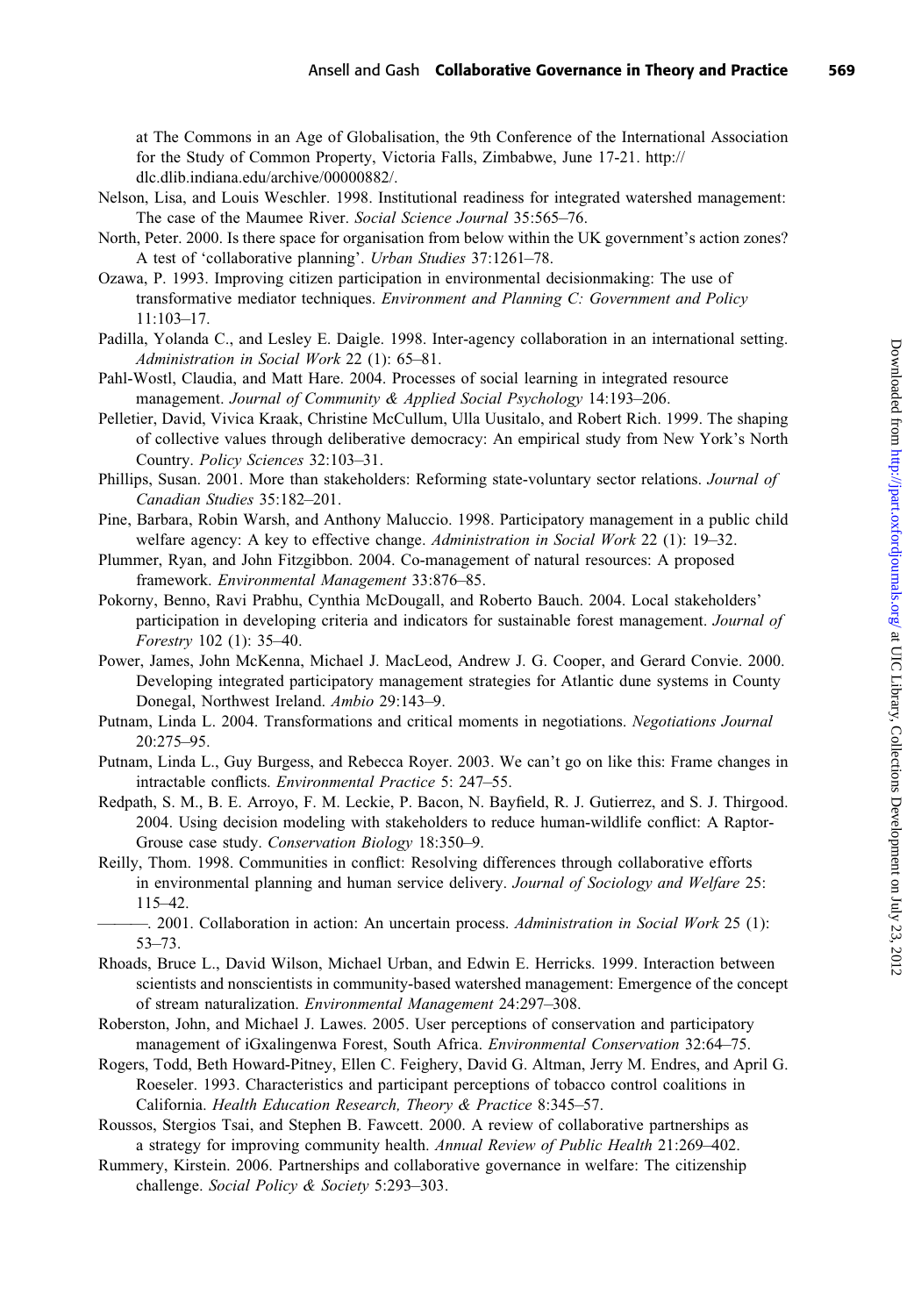at The Commons in an Age of Globalisation, the 9th Conference of the International Association for the Study of Common Property, Victoria Falls, Zimbabwe, June 17-21. http://dlc.dlib.indiana.edu/archive/00000882/.

Nelson, Lisa, and Louis Weschler. 1998. Institutional readiness for integrated watershed management: The case of the Maumee River. *Social Science Journal* 35:565–76.

North, Peter. 2000. Is there space for organisation from below within the UK government's action zones? A test of 'collaborative planning'. *Urban Studies* 37:1261–78.

Ozawa, P. 1993. Improving citizen participation in environmental decisionmaking: The use of transformative mediator techniques. *Environment and Planning C: Government and Policy* 11:103–17.

Padilla, Yolanda C., and Lesley E. Daigle. 1998. Inter-agency collaboration in an international setting. *Administration in Social Work* 22 (1): 65–81.

Pahl-Wostl, Claudia, and Matt Hare. 2004. Processes of social learning in integrated resource management. *Journal of Community & Applied Social Psychology* 14:193–206.

Pelletier, David, Vivica Kraak, Christine McCullum, Ulla Uusitalo, and Robert Rich. 1999. The shaping of collective values through deliberative democracy: An empirical study from New York's North Country. *Policy Sciences* 32:103–31.

Phillips, Susan. 2001. More than stakeholders: Reforming state-voluntary sector relations. *Journal of Canadian Studies* 35:182–201.

Pine, Barbara, Robin Warsh, and Anthony Maluccio. 1998. Participatory management in a public child welfare agency: A key to effective change. *Administration in Social Work* 22 (1): 19–32.

Plummer, Ryan, and John Fitzgibbon. 2004. Co-management of natural resources: A proposed framework. *Environmental Management* 33:876–85.

Pokorny, Benno, Ravi Prabhu, Cynthia McDougall, and Roberto Bauch. 2004. Local stakeholders' participation in developing criteria and indicators for sustainable forest management. *Journal of Forestry* 102 (1): 35–40.

Power, James, John McKenna, Michael J. MacLeod, Andrew J. G. Cooper, and Gerard Convie. 2000. Developing integrated participatory management strategies for Atlantic dune systems in County Donegal, Northwest Ireland. *Ambio* 29:143–9.

Putnam, Linda L. 2004. Transformations and critical moments in negotiations. *Negotiations Journal* 20:275–95.

Putnam, Linda L., Guy Burgess, and Rebecca Royer. 2003. We can't go on like this: Frame changes in intractable conflicts. *Environmental Practice* 5: 247–55.

Redpath, S. M., B. E. Arroyo, F. M. Leckie, P. Bacon, N. Bayfield, R. J. Gutierrez, and S. J. Thirgood. 2004. Using decision modeling with stakeholders to reduce human-wildlife conflict: A Raptor-Grouse case study. *Conservation Biology* 18:350–9.

Reilly, Thom. 1998. Communities in conflict: Resolving differences through collaborative efforts in environmental planning and human service delivery. *Journal of Sociology and Welfare* 25: 115–42.

———. 2001. Collaboration in action: An uncertain process. *Administration in Social Work* 25 (1): 53–73.

Rhoads, Bruce L., David Wilson, Michael Urban, and Edwin E. Herricks. 1999. Interaction between scientists and nonscientists in community-based watershed management: Emergence of the concept of stream naturalization. *Environmental Management* 24:297–308.

Roberston, John, and Michael J. Lawes. 2005. User perceptions of conservation and participatory management of iGxalingenwa Forest, South Africa. *Environmental Conservation* 32:64–75.

Rogers, Todd, Beth Howard-Pitney, Ellen C. Feighery, David G. Altman, Jerry M. Endres, and April G. Roeseler. 1993. Characteristics and participant perceptions of tobacco control coalitions in California. *Health Education Research, Theory & Practice* 8:345–57.

Roussos, Stergios Tsai, and Stephen B. Fawcett. 2000. A review of collaborative partnerships as a strategy for improving community health. *Annual Review of Public Health* 21:269–402.

Rummery, Kirstein. 2006. Partnerships and collaborative governance in welfare: The citizenship challenge. *Social Policy & Society* 5:293–303.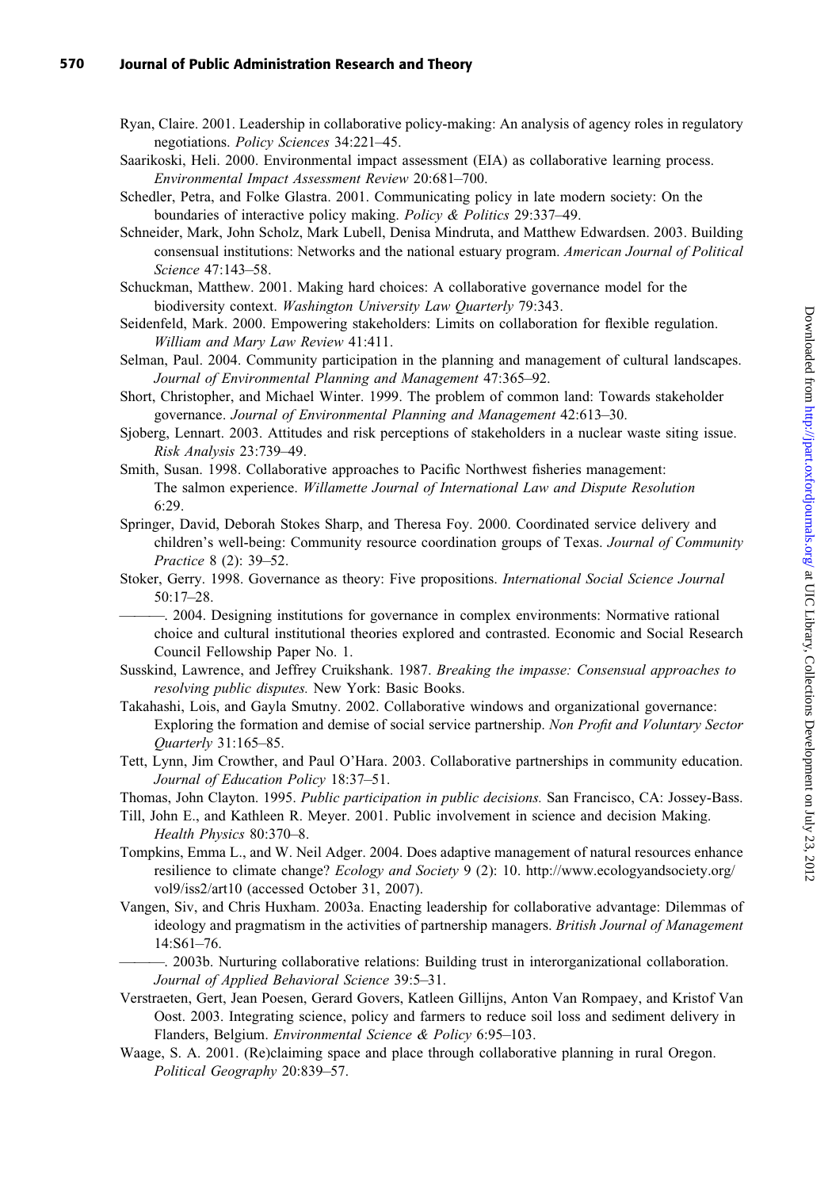Ryan, Claire. 2001. Leadership in collaborative policy-making: An analysis of agency roles in regulatory negotiations. *Policy Sciences* 34:221–45.

Saarikoski, Heli. 2000. Environmental impact assessment (EIA) as collaborative learning process. *Environmental Impact Assessment Review* 20:681–700.

Schedler, Petra, and Folke Glastra. 2001. Communicating policy in late modern society: On the boundaries of interactive policy making. *Policy & Politics* 29:337–49.

Schneider, Mark, John Scholz, Mark Lubell, Denisa Mindruta, and Matthew Edwardsen. 2003. Building consensual institutions: Networks and the national estuary program. *American Journal of Political Science* 47:143–58.

Schuckman, Matthew. 2001. Making hard choices: A collaborative governance model for the biodiversity context. *Washington University Law Quarterly* 79:343.

Seidenfeld, Mark. 2000. Empowering stakeholders: Limits on collaboration for flexible regulation. *William and Mary Law Review* 41:411.

Selman, Paul. 2004. Community participation in the planning and management of cultural landscapes. *Journal of Environmental Planning and Management* 47:365–92.

Short, Christopher, and Michael Winter. 1999. The problem of common land: Towards stakeholder governance. *Journal of Environmental Planning and Management* 42:613–30.

Sjoberg, Lennart. 2003. Attitudes and risk perceptions of stakeholders in a nuclear waste siting issue. *Risk Analysis* 23:739–49.

Smith, Susan. 1998. Collaborative approaches to Pacific Northwest fisheries management: The salmon experience. *Willamette Journal of International Law and Dispute Resolution* 6:29.

Springer, David, Deborah Stokes Sharp, and Theresa Foy. 2000. Coordinated service delivery and children's well-being: Community resource coordination groups of Texas. *Journal of Community Practice* 8 (2): 39–52.

Stoker, Gerry. 1998. Governance as theory: Five propositions. *International Social Science Journal* 50:17–28.

———. 2004. Designing institutions for governance in complex environments: Normative rational choice and cultural institutional theories explored and contrasted. Economic and Social Research Council Fellowship Paper No. 1.

Susskind, Lawrence, and Jeffrey Cruikshank. 1987. *Breaking the impasse: Consensual approaches to resolving public disputes.* New York: Basic Books.

Takahashi, Lois, and Gayla Smutny. 2002. Collaborative windows and organizational governance: Exploring the formation and demise of social service partnership. *Non Profit and Voluntary Sector Quarterly* 31:165–85.

Tett, Lynn, Jim Crowther, and Paul O'Hara. 2003. Collaborative partnerships in community education. *Journal of Education Policy* 18:37–51.

Thomas, John Clayton. 1995. *Public participation in public decisions.* San Francisco, CA: Jossey-Bass.

Till, John E., and Kathleen R. Meyer. 2001. Public involvement in science and decision Making. *Health Physics* 80:370–8.

Tompkins, Emma L., and W. Neil Adger. 2004. Does adaptive management of natural resources enhance resilience to climate change? *Ecology and Society* 9 (2): 10. http://www.ecologyandsociety.org/vol9/iss2/art10 (accessed October 31, 2007).

Vangen, Siv, and Chris Huxham. 2003a. Enacting leadership for collaborative advantage: Dilemmas of ideology and pragmatism in the activities of partnership managers. *British Journal of Management* 14:S61–76.

———. 2003b. Nurturing collaborative relations: Building trust in interorganizational collaboration. *Journal of Applied Behavioral Science* 39:5–31.

Verstraeten, Gert, Jean Poesen, Gerard Govers, Katleen Gillijns, Anton Van Rompaey, and Kristof Van Oost. 2003. Integrating science, policy and farmers to reduce soil loss and sediment delivery in Flanders, Belgium. *Environmental Science & Policy* 6:95–103.

Waage, S. A. 2001. (Re)claiming space and place through collaborative planning in rural Oregon. *Political Geography* 20:839–57.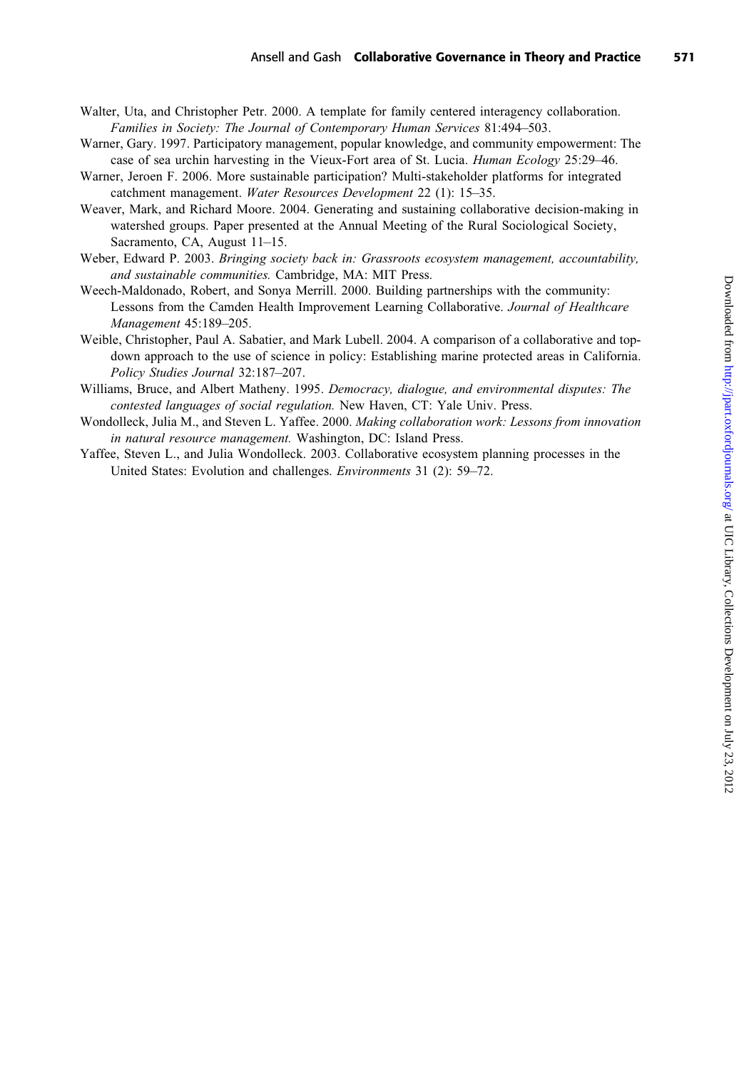Walter, Uta, and Christopher Petr. 2000. A template for family centered interagency collaboration. *Families in Society: The Journal of Contemporary Human Services* 81:494–503.

Warner, Gary. 1997. Participatory management, popular knowledge, and community empowerment: The case of sea urchin harvesting in the Vieux-Fort area of St. Lucia. *Human Ecology* 25:29–46.

Warner, Jeroen F. 2006. More sustainable participation? Multi-stakeholder platforms for integrated catchment management. *Water Resources Development* 22 (1): 15–35.

Weaver, Mark, and Richard Moore. 2004. Generating and sustaining collaborative decision-making in watershed groups. Paper presented at the Annual Meeting of the Rural Sociological Society, Sacramento, CA, August 11–15.

Weber, Edward P. 2003. *Bringing society back in: Grassroots ecosystem management, accountability, and sustainable communities.* Cambridge, MA: MIT Press.

Weech-Maldonado, Robert, and Sonya Merrill. 2000. Building partnerships with the community: Lessons from the Camden Health Improvement Learning Collaborative. *Journal of Healthcare Management* 45:189–205.

Weible, Christopher, Paul A. Sabatier, and Mark Lubell. 2004. A comparison of a collaborative and top-down approach to the use of science in policy: Establishing marine protected areas in California. *Policy Studies Journal* 32:187–207.

Williams, Bruce, and Albert Matheny. 1995. *Democracy, dialogue, and environmental disputes: The contested languages of social regulation.* New Haven, CT: Yale Univ. Press.

Wondolleck, Julia M., and Steven L. Yaffee. 2000. *Making collaboration work: Lessons from innovation in natural resource management.* Washington, DC: Island Press.

Yaffee, Steven L., and Julia Wondolleck. 2003. Collaborative ecosystem planning processes in the United States: Evolution and challenges. *Environments* 31 (2): 59–72.